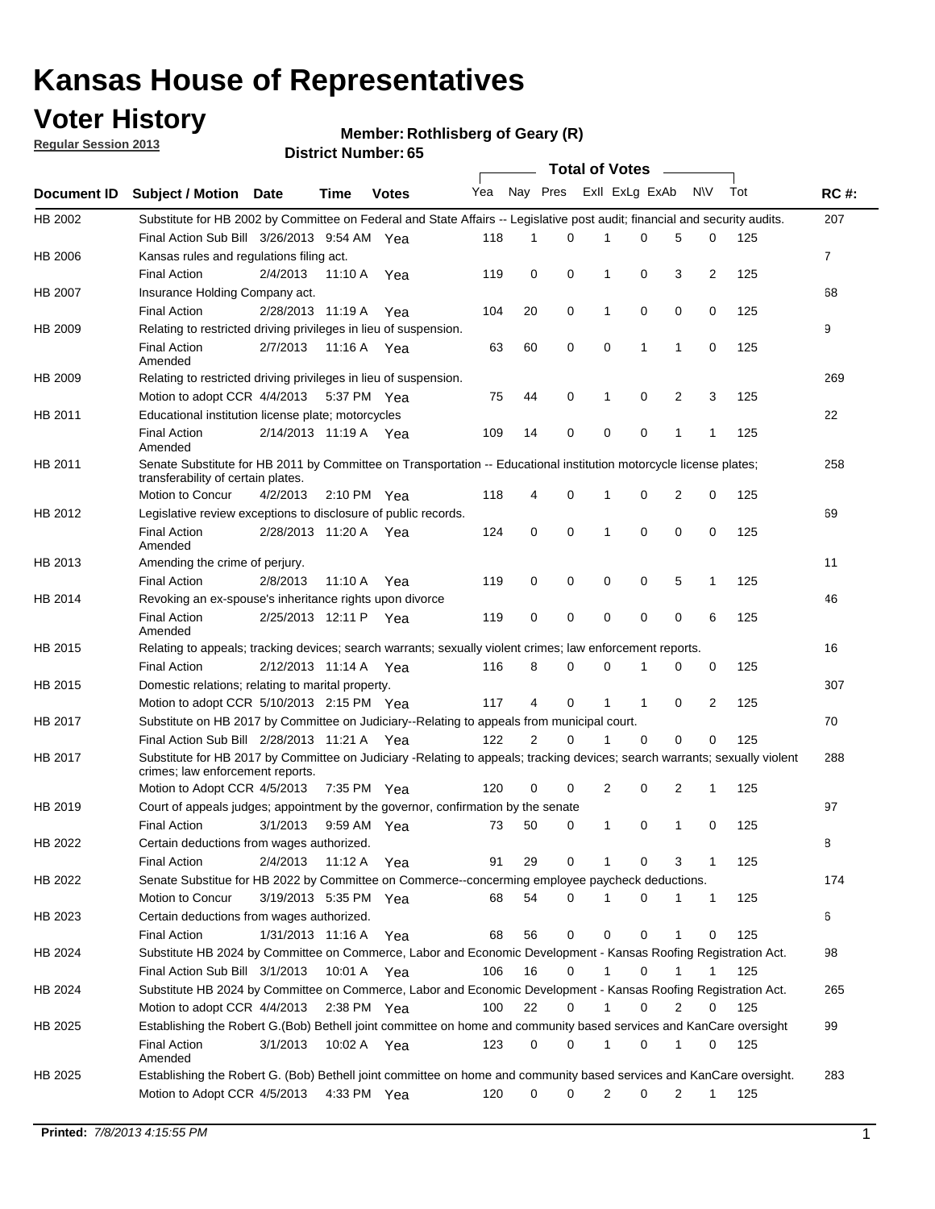# Kansas House of Representatives

## Voter History

**Regular Session 2013**

**Member: Rothlisberg of Geary (R)**

**District Number: 65**

| Document ID | Subject / Motion | Date | Time | Votes | Yea | Nay | Pres | ExII | ExLg | ExAb | N\V | Tot | RC #: |
|---|---|---|---|---|---|---|---|---|---|---|---|---|---|
| HB 2002 | Substitute for HB 2002 by Committee on Federal and State Affairs -- Legislative post audit; financial and security audits. | | | | | | | | | | | | 207 |
| | Final Action Sub Bill | 3/26/2013 | 9:54 AM | Yea | 118 | 1 | 0 | 1 | 0 | 5 | 0 | 125 | |
| HB 2006 | Kansas rules and regulations filing act. | | | | | | | | | | | | 7 |
| | Final Action | 2/4/2013 | 11:10 A | Yea | 119 | 0 | 0 | 1 | 0 | 3 | 2 | 125 | |
| HB 2007 | Insurance Holding Company act. | | | | | | | | | | | | 68 |
| | Final Action | 2/28/2013 | 11:19 A | Yea | 104 | 20 | 0 | 1 | 0 | 0 | 0 | 125 | |
| HB 2009 | Relating to restricted driving privileges in lieu of suspension. | | | | | | | | | | | | 9 |
| | Final Action Amended | 2/7/2013 | 11:16 A | Yea | 63 | 60 | 0 | 0 | 1 | 1 | 0 | 125 | |
| HB 2009 | Relating to restricted driving privileges in lieu of suspension. | | | | | | | | | | | | 269 |
| | Motion to adopt CCR | 4/4/2013 | 5:37 PM | Yea | 75 | 44 | 0 | 1 | 0 | 2 | 3 | 125 | |
| HB 2011 | Educational institution license plate; motorcycles | | | | | | | | | | | | 22 |
| | Final Action Amended | 2/14/2013 | 11:19 A | Yea | 109 | 14 | 0 | 0 | 0 | 1 | 1 | 125 | |
| HB 2011 | Senate Substitute for HB 2011 by Committee on Transportation -- Educational institution motorcycle license plates; transferability of certain plates. | | | | | | | | | | | | 258 |
| | Motion to Concur | 4/2/2013 | 2:10 PM | Yea | 118 | 4 | 0 | 1 | 0 | 2 | 0 | 125 | |
| HB 2012 | Legislative review exceptions to disclosure of public records. | | | | | | | | | | | | 69 |
| | Final Action Amended | 2/28/2013 | 11:20 A | Yea | 124 | 0 | 0 | 1 | 0 | 0 | 0 | 125 | |
| HB 2013 | Amending the crime of perjury. | | | | | | | | | | | | 11 |
| | Final Action | 2/8/2013 | 11:10 A | Yea | 119 | 0 | 0 | 0 | 0 | 5 | 1 | 125 | |
| HB 2014 | Revoking an ex-spouse's inheritance rights upon divorce | | | | | | | | | | | | 46 |
| | Final Action Amended | 2/25/2013 | 12:11 P | Yea | 119 | 0 | 0 | 0 | 0 | 0 | 6 | 125 | |
| HB 2015 | Relating to appeals; tracking devices; search warrants; sexually violent crimes; law enforcement reports. | | | | | | | | | | | | 16 |
| | Final Action | 2/12/2013 | 11:14 A | Yea | 116 | 8 | 0 | 0 | 1 | 0 | 0 | 125 | |
| HB 2015 | Domestic relations; relating to marital property. | | | | | | | | | | | | 307 |
| | Motion to adopt CCR | 5/10/2013 | 2:15 PM | Yea | 117 | 4 | 0 | 1 | 1 | 0 | 2 | 125 | |
| HB 2017 | Substitute on HB 2017 by Committee on Judiciary--Relating to appeals from municipal court. | | | | | | | | | | | | 70 |
| | Final Action Sub Bill | 2/28/2013 | 11:21 A | Yea | 122 | 2 | 0 | 1 | 0 | 0 | 0 | 125 | |
| HB 2017 | Substitute for HB 2017 by Committee on Judiciary -Relating to appeals; tracking devices; search warrants; sexually violent crimes; law enforcement reports. | | | | | | | | | | | | 288 |
| | Motion to Adopt CCR | 4/5/2013 | 7:35 PM | Yea | 120 | 0 | 0 | 2 | 0 | 2 | 1 | 125 | |
| HB 2019 | Court of appeals judges; appointment by the governor, confirmation by the senate | | | | | | | | | | | | 97 |
| | Final Action | 3/1/2013 | 9:59 AM | Yea | 73 | 50 | 0 | 1 | 0 | 1 | 0 | 125 | |
| HB 2022 | Certain deductions from wages authorized. | | | | | | | | | | | | 8 |
| | Final Action | 2/4/2013 | 11:12 A | Yea | 91 | 29 | 0 | 1 | 0 | 3 | 1 | 125 | |
| HB 2022 | Senate Substitue for HB 2022 by Committee on Commerce--concerning employee paycheck deductions. | | | | | | | | | | | | 174 |
| | Motion to Concur | 3/19/2013 | 5:35 PM | Yea | 68 | 54 | 0 | 1 | 0 | 1 | 1 | 125 | |
| HB 2023 | Certain deductions from wages authorized. | | | | | | | | | | | | 6 |
| | Final Action | 1/31/2013 | 11:16 A | Yea | 68 | 56 | 0 | 0 | 0 | 1 | 0 | 125 | |
| HB 2024 | Substitute HB 2024 by Committee on Commerce, Labor and Economic Development - Kansas Roofing Registration Act. | | | | | | | | | | | | 98 |
| | Final Action Sub Bill | 3/1/2013 | 10:01 A | Yea | 106 | 16 | 0 | 1 | 0 | 1 | 1 | 125 | |
| HB 2024 | Substitute HB 2024 by Committee on Commerce, Labor and Economic Development - Kansas Roofing Registration Act. | | | | | | | | | | | | 265 |
| | Motion to adopt CCR | 4/4/2013 | 2:38 PM | Yea | 100 | 22 | 0 | 1 | 0 | 2 | 0 | 125 | |
| HB 2025 | Establishing the Robert G.(Bob) Bethell joint committee on home and community based services and KanCare oversight | | | | | | | | | | | | 99 |
| | Final Action Amended | 3/1/2013 | 10:02 A | Yea | 123 | 0 | 0 | 1 | 0 | 1 | 0 | 125 | |
| HB 2025 | Establishing the Robert G. (Bob) Bethell joint committee on home and community based services and KanCare oversight. | | | | | | | | | | | | 283 |
| | Motion to Adopt CCR | 4/5/2013 | 4:33 PM | Yea | 120 | 0 | 0 | 2 | 0 | 2 | 1 | 125 | |

**Printed:** *7/8/2013 4:15:55 PM*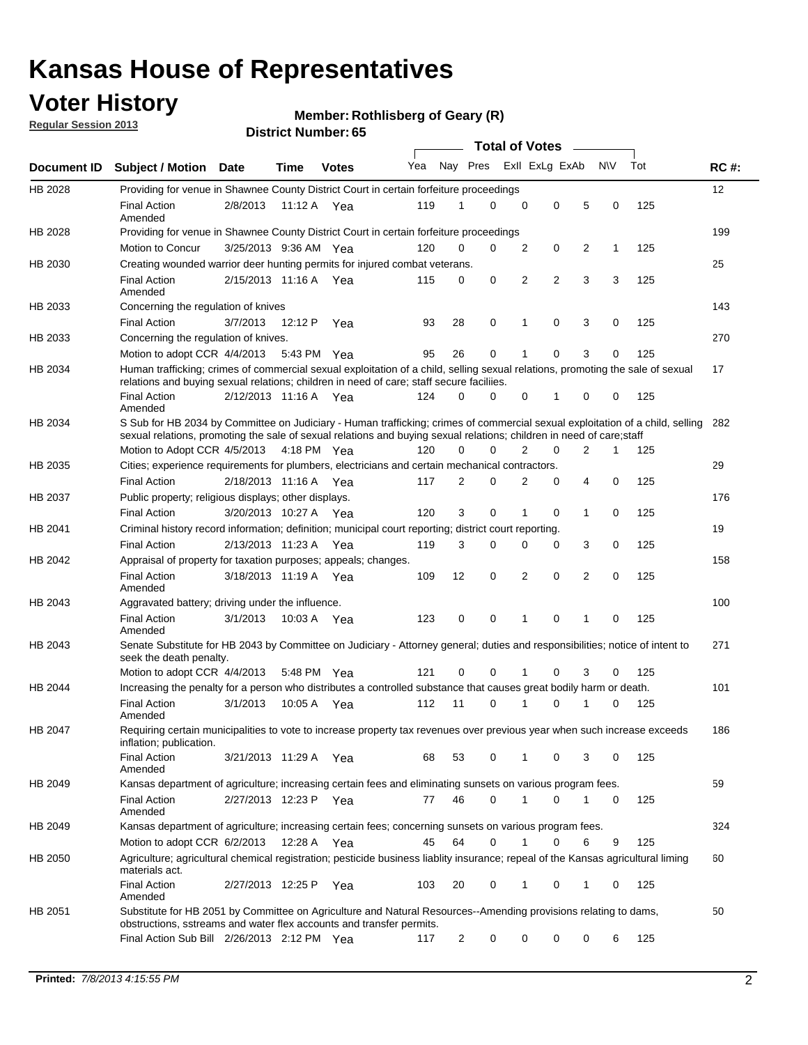# Kansas House of Representatives

## Voter History

**Regular Session 2013**

**Member: Rothlisberg of Geary (R)**

**District Number: 65**

| Document ID | Subject / Motion | Date | Time | Votes | Yea | Nay | Pres | ExII | ExLg | ExAb | N\V | Tot | RC #: |
|---|---|---|---|---|---|---|---|---|---|---|---|---|---|
| HB 2028 | Providing for venue in Shawnee County District Court in certain forfeiture proceedings | | | | | | | | | | | | 12 |
| | Final Action Amended | 2/8/2013 | 11:12 A | Yea | 119 | 1 | 0 | 0 | 0 | 5 | 0 | 125 | |
| HB 2028 | Providing for venue in Shawnee County District Court in certain forfeiture proceedings | | | | | | | | | | | | 199 |
| | Motion to Concur | 3/25/2013 | 9:36 AM | Yea | 120 | 0 | 0 | 2 | 0 | 2 | 1 | 125 | |
| HB 2030 | Creating wounded warrior deer hunting permits for injured combat veterans. | | | | | | | | | | | | 25 |
| | Final Action Amended | 2/15/2013 | 11:16 A | Yea | 115 | 0 | 0 | 2 | 2 | 3 | 3 | 125 | |
| HB 2033 | Concerning the regulation of knives | | | | | | | | | | | | 143 |
| | Final Action | 3/7/2013 | 12:12 P | Yea | 93 | 28 | 0 | 1 | 0 | 3 | 0 | 125 | |
| HB 2033 | Concerning the regulation of knives. | | | | | | | | | | | | 270 |
| | Motion to adopt CCR | 4/4/2013 | 5:43 PM | Yea | 95 | 26 | 0 | 1 | 0 | 3 | 0 | 125 | |
| HB 2034 | Human trafficking; crimes of commercial sexual exploitation of a child, selling sexual relations, promoting the sale of sexual relations and buying sexual relations; children in need of care; staff secure faciliies. | | | | | | | | | | | | 17 |
| | Final Action Amended | 2/12/2013 | 11:16 A | Yea | 124 | 0 | 0 | 0 | 1 | 0 | 0 | 125 | |
| HB 2034 | S Sub for HB 2034 by Committee on Judiciary - Human trafficking; crimes of commercial sexual exploitation of a child, selling sexual relations, promoting the sale of sexual relations and buying sexual relations; children in need of care;staff | | | | | | | | | | | | 282 |
| | Motion to Adopt CCR | 4/5/2013 | 4:18 PM | Yea | 120 | 0 | 0 | 2 | 0 | 2 | 1 | 125 | |
| HB 2035 | Cities; experience requirements for plumbers, electricians and certain mechanical contractors. | | | | | | | | | | | | 29 |
| | Final Action | 2/18/2013 | 11:16 A | Yea | 117 | 2 | 0 | 2 | 0 | 4 | 0 | 125 | |
| HB 2037 | Public property; religious displays; other displays. | | | | | | | | | | | | 176 |
| | Final Action | 3/20/2013 | 10:27 A | Yea | 120 | 3 | 0 | 1 | 0 | 1 | 0 | 125 | |
| HB 2041 | Criminal history record information; definition; municipal court reporting; district court reporting. | | | | | | | | | | | | 19 |
| | Final Action | 2/13/2013 | 11:23 A | Yea | 119 | 3 | 0 | 0 | 0 | 3 | 0 | 125 | |
| HB 2042 | Appraisal of property for taxation purposes; appeals; changes. | | | | | | | | | | | | 158 |
| | Final Action Amended | 3/18/2013 | 11:19 A | Yea | 109 | 12 | 0 | 2 | 0 | 2 | 0 | 125 | |
| HB 2043 | Aggravated battery; driving under the influence. | | | | | | | | | | | | 100 |
| | Final Action Amended | 3/1/2013 | 10:03 A | Yea | 123 | 0 | 0 | 1 | 0 | 1 | 0 | 125 | |
| HB 2043 | Senate Substitute for HB 2043 by Committee on Judiciary - Attorney general; duties and responsibilities; notice of intent to seek the death penalty. | | | | | | | | | | | | 271 |
| | Motion to adopt CCR | 4/4/2013 | 5:48 PM | Yea | 121 | 0 | 0 | 1 | 0 | 3 | 0 | 125 | |
| HB 2044 | Increasing the penalty for a person who distributes a controlled substance that causes great bodily harm or death. | | | | | | | | | | | | 101 |
| | Final Action Amended | 3/1/2013 | 10:05 A | Yea | 112 | 11 | 0 | 1 | 0 | 1 | 0 | 125 | |
| HB 2047 | Requiring certain municipalities to vote to increase property tax revenues over previous year when such increase exceeds inflation; publication. | | | | | | | | | | | | 186 |
| | Final Action Amended | 3/21/2013 | 11:29 A | Yea | 68 | 53 | 0 | 1 | 0 | 3 | 0 | 125 | |
| HB 2049 | Kansas department of agriculture; increasing certain fees and eliminating sunsets on various program fees. | | | | | | | | | | | | 59 |
| | Final Action Amended | 2/27/2013 | 12:23 P | Yea | 77 | 46 | 0 | 1 | 0 | 1 | 0 | 125 | |
| HB 2049 | Kansas department of agriculture; increasing certain fees; concerning sunsets on various program fees. | | | | | | | | | | | | 324 |
| | Motion to adopt CCR | 6/2/2013 | 12:28 A | Yea | 45 | 64 | 0 | 1 | 0 | 6 | 9 | 125 | |
| HB 2050 | Agriculture; agricultural chemical registration; pesticide business liablity insurance; repeal of the Kansas agricultural liming materials act. | | | | | | | | | | | | 60 |
| | Final Action Amended | 2/27/2013 | 12:25 P | Yea | 103 | 20 | 0 | 1 | 0 | 1 | 0 | 125 | |
| HB 2051 | Substitute for HB 2051 by Committee on Agriculture and Natural Resources--Amending provisions relating to dams, obstructions, sstreams and water flex accounts and transfer permits. | | | | | | | | | | | | 50 |
| | Final Action Sub Bill | 2/26/2013 | 2:12 PM | Yea | 117 | 2 | 0 | 0 | 0 | 0 | 6 | 125 | |

**Printed:** *7/8/2013 4:15:55 PM*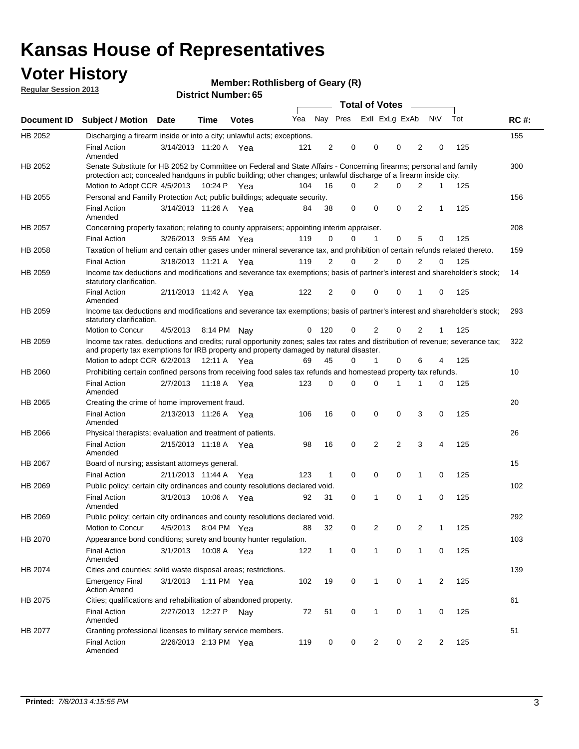# Kansas House of Representatives

## Voter History

**Regular Session 2013**

**Member: Rothlisberg of Geary (R)**

**District Number: 65**

| Document ID | Subject / Motion | Date | Time | Votes | Yea | Nay | Pres | ExII | ExLg | ExAb | N\V | Tot | RC #: |
|---|---|---|---|---|---|---|---|---|---|---|---|---|---|
| HB 2052 | Discharging a firearm inside or into a city; unlawful acts; exceptions. | | | | | | | | | | | | 155 |
| | Final Action Amended | 3/14/2013 | 11:20 A | Yea | 121 | 2 | 0 | 0 | 0 | 2 | 0 | 125 | |
| HB 2052 | Senate Substitute for HB 2052 by Committee on Federal and State Affairs - Concerning firearms; personal and family protection act; concealed handguns in public building; other changes; unlawful discharge of a firearm inside city. | | | | | | | | | | | | 300 |
| | Motion to Adopt CCR | 4/5/2013 | 10:24 P | Yea | 104 | 16 | 0 | 2 | 0 | 2 | 1 | 125 | |
| HB 2055 | Personal and Familly Protection Act; public buildings; adequate security. | | | | | | | | | | | | 156 |
| | Final Action Amended | 3/14/2013 | 11:26 A | Yea | 84 | 38 | 0 | 0 | 0 | 2 | 1 | 125 | |
| HB 2057 | Concerning property taxation; relating to county appraisers; appointing interim appraiser. | | | | | | | | | | | | 208 |
| | Final Action | 3/26/2013 | 9:55 AM | Yea | 119 | 0 | 0 | 1 | 0 | 5 | 0 | 125 | |
| HB 2058 | Taxation of helium and certain other gases under mineral severance tax, and prohibition of certain refunds related thereto. | | | | | | | | | | | | 159 |
| | Final Action | 3/18/2013 | 11:21 A | Yea | 119 | 2 | 0 | 2 | 0 | 2 | 0 | 125 | |
| HB 2059 | Income tax deductions and modifications and severance tax exemptions; basis of partner's interest and shareholder's stock; statutory clarification. | | | | | | | | | | | | 14 |
| | Final Action Amended | 2/11/2013 | 11:42 A | Yea | 122 | 2 | 0 | 0 | 0 | 1 | 0 | 125 | |
| HB 2059 | Income tax deductions and modifications and severance tax exemptions; basis of partner's interest and shareholder's stock; statutory clarification. | | | | | | | | | | | | 293 |
| | Motion to Concur | 4/5/2013 | 8:14 PM | Nay | 0 | 120 | 0 | 2 | 0 | 2 | 1 | 125 | |
| HB 2059 | Income tax rates, deductions and credits; rural opportunity zones; sales tax rates and distribution of revenue; severance tax; and property tax exemptions for IRB property and property damaged by natural disaster. | | | | | | | | | | | | 322 |
| | Motion to adopt CCR | 6/2/2013 | 12:11 A | Yea | 69 | 45 | 0 | 1 | 0 | 6 | 4 | 125 | |
| HB 2060 | Prohibiting certain confined persons from receiving food sales tax refunds and homestead property tax refunds. | | | | | | | | | | | | 10 |
| | Final Action Amended | 2/7/2013 | 11:18 A | Yea | 123 | 0 | 0 | 0 | 1 | 1 | 0 | 125 | |
| HB 2065 | Creating the crime of home improvement fraud. | | | | | | | | | | | | 20 |
| | Final Action Amended | 2/13/2013 | 11:26 A | Yea | 106 | 16 | 0 | 0 | 0 | 3 | 0 | 125 | |
| HB 2066 | Physical therapists; evaluation and treatment of patients. | | | | | | | | | | | | 26 |
| | Final Action Amended | 2/15/2013 | 11:18 A | Yea | 98 | 16 | 0 | 2 | 2 | 3 | 4 | 125 | |
| HB 2067 | Board of nursing; assistant attorneys general. | | | | | | | | | | | | 15 |
| | Final Action | 2/11/2013 | 11:44 A | Yea | 123 | 1 | 0 | 0 | 0 | 1 | 0 | 125 | |
| HB 2069 | Public policy; certain city ordinances and county resolutions declared void. | | | | | | | | | | | | 102 |
| | Final Action Amended | 3/1/2013 | 10:06 A | Yea | 92 | 31 | 0 | 1 | 0 | 1 | 0 | 125 | |
| HB 2069 | Public policy; certain city ordinances and county resolutions declared void. | | | | | | | | | | | | 292 |
| | Motion to Concur | 4/5/2013 | 8:04 PM | Yea | 88 | 32 | 0 | 2 | 0 | 2 | 1 | 125 | |
| HB 2070 | Appearance bond conditions; surety and bounty hunter regulation. | | | | | | | | | | | | 103 |
| | Final Action Amended | 3/1/2013 | 10:08 A | Yea | 122 | 1 | 0 | 1 | 0 | 1 | 0 | 125 | |
| HB 2074 | Cities and counties; solid waste disposal areas; restrictions. | | | | | | | | | | | | 139 |
| | Emergency Final Action Amend | 3/1/2013 | 1:11 PM | Yea | 102 | 19 | 0 | 1 | 0 | 1 | 2 | 125 | |
| HB 2075 | Cities; qualifications and rehabilitation of abandoned property. | | | | | | | | | | | | 61 |
| | Final Action Amended | 2/27/2013 | 12:27 P | Nay | 72 | 51 | 0 | 1 | 0 | 1 | 0 | 125 | |
| HB 2077 | Granting professional licenses to military service members. | | | | | | | | | | | | 51 |
| | Final Action Amended | 2/26/2013 | 2:13 PM | Yea | 119 | 0 | 0 | 2 | 0 | 2 | 2 | 125 | |

**Printed:** *7/8/2013 4:15:55 PM*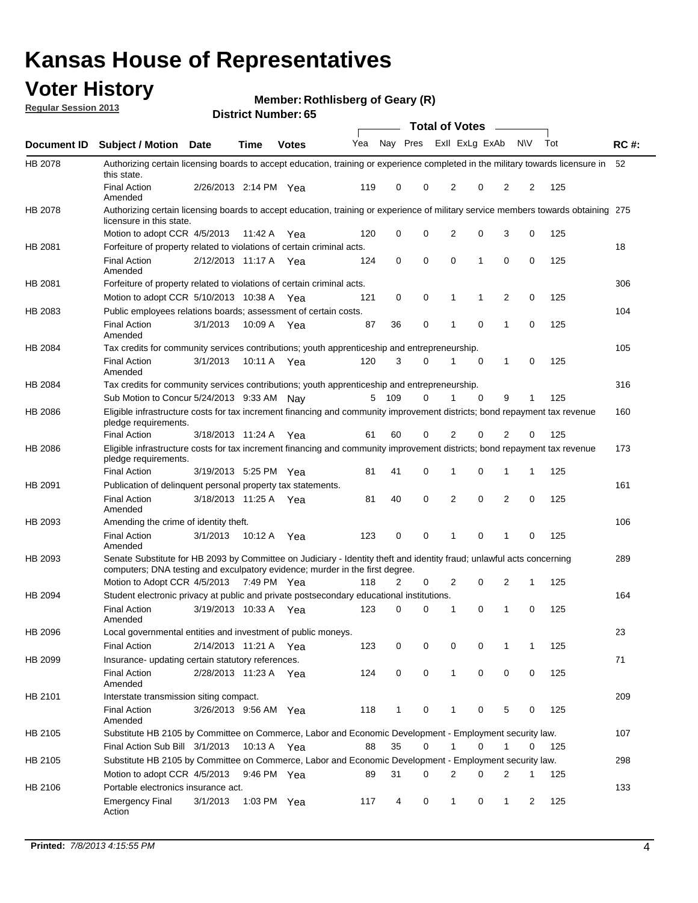# Kansas House of Representatives

## Voter History

**Regular Session 2013**

**Member: Rothlisberg of Geary (R)**

**District Number: 65**

| Document ID | Subject / Motion | Date | Time | Votes | Yea | Nay | Pres | ExII | ExLg | ExAb | N\V | Tot | RC #: |
|---|---|---|---|---|---|---|---|---|---|---|---|---|---|
| HB 2078 | Authorizing certain licensing boards to accept education, training or experience completed in the military towards licensure in this state. | | | | | | | | | | | | 52 |
| | Final Action Amended | 2/26/2013 | 2:14 PM | Yea | 119 | 0 | 0 | 2 | 0 | 2 | 2 | 125 | |
| HB 2078 | Authorizing certain licensing boards to accept education, training or experience of military service members towards obtaining licensure in this state. | | | | | | | | | | | | 275 |
| | Motion to adopt CCR | 4/5/2013 | 11:42 A | Yea | 120 | 0 | 0 | 2 | 0 | 3 | 0 | 125 | |
| HB 2081 | Forfeiture of property related to violations of certain criminal acts. | | | | | | | | | | | | 18 |
| | Final Action Amended | 2/12/2013 | 11:17 A | Yea | 124 | 0 | 0 | 0 | 1 | 0 | 0 | 125 | |
| HB 2081 | Forfeiture of property related to violations of certain criminal acts. | | | | | | | | | | | | 306 |
| | Motion to adopt CCR | 5/10/2013 | 10:38 A | Yea | 121 | 0 | 0 | 1 | 1 | 2 | 0 | 125 | |
| HB 2083 | Public employees relations boards; assessment of certain costs. | | | | | | | | | | | | 104 |
| | Final Action Amended | 3/1/2013 | 10:09 A | Yea | 87 | 36 | 0 | 1 | 0 | 1 | 0 | 125 | |
| HB 2084 | Tax credits for community services contributions; youth apprenticeship and entrepreneurship. | | | | | | | | | | | | 105 |
| | Final Action Amended | 3/1/2013 | 10:11 A | Yea | 120 | 3 | 0 | 1 | 0 | 1 | 0 | 125 | |
| HB 2084 | Tax credits for community services contributions; youth apprenticeship and entrepreneurship. | | | | | | | | | | | | 316 |
| | Sub Motion to Concur | 5/24/2013 | 9:33 AM | Nay | 5 | 109 | 0 | 1 | 0 | 9 | 1 | 125 | |
| HB 2086 | Eligible infrastructure costs for tax increment financing and community improvement districts; bond repayment tax revenue pledge requirements. | | | | | | | | | | | | 160 |
| | Final Action | 3/18/2013 | 11:24 A | Yea | 61 | 60 | 0 | 2 | 0 | 2 | 0 | 125 | |
| HB 2086 | Eligible infrastructure costs for tax increment financing and community improvement districts; bond repayment tax revenue pledge requirements. | | | | | | | | | | | | 173 |
| | Final Action | 3/19/2013 | 5:25 PM | Yea | 81 | 41 | 0 | 1 | 0 | 1 | 1 | 125 | |
| HB 2091 | Publication of delinquent personal property tax statements. | | | | | | | | | | | | 161 |
| | Final Action Amended | 3/18/2013 | 11:25 A | Yea | 81 | 40 | 0 | 2 | 0 | 2 | 0 | 125 | |
| HB 2093 | Amending the crime of identity theft. | | | | | | | | | | | | 106 |
| | Final Action Amended | 3/1/2013 | 10:12 A | Yea | 123 | 0 | 0 | 1 | 0 | 1 | 0 | 125 | |
| HB 2093 | Senate Substitute for HB 2093 by Committee on Judiciary - Identity theft and identity fraud; unlawful acts concerning computers; DNA testing and exculpatory evidence; murder in the first degree. | | | | | | | | | | | | 289 |
| | Motion to Adopt CCR | 4/5/2013 | 7:49 PM | Yea | 118 | 2 | 0 | 2 | 0 | 2 | 1 | 125 | |
| HB 2094 | Student electronic privacy at public and private postsecondary educational institutions. | | | | | | | | | | | | 164 |
| | Final Action Amended | 3/19/2013 | 10:33 A | Yea | 123 | 0 | 0 | 1 | 0 | 1 | 0 | 125 | |
| HB 2096 | Local governmental entities and investment of public moneys. | | | | | | | | | | | | 23 |
| | Final Action | 2/14/2013 | 11:21 A | Yea | 123 | 0 | 0 | 0 | 0 | 1 | 1 | 125 | |
| HB 2099 | Insurance- updating certain statutory references. | | | | | | | | | | | | 71 |
| | Final Action Amended | 2/28/2013 | 11:23 A | Yea | 124 | 0 | 0 | 1 | 0 | 0 | 0 | 125 | |
| HB 2101 | Interstate transmission siting compact. | | | | | | | | | | | | 209 |
| | Final Action Amended | 3/26/2013 | 9:56 AM | Yea | 118 | 1 | 0 | 1 | 0 | 5 | 0 | 125 | |
| HB 2105 | Substitute HB 2105 by Committee on Commerce, Labor and Economic Development - Employment security law. | | | | | | | | | | | | 107 |
| | Final Action Sub Bill | 3/1/2013 | 10:13 A | Yea | 88 | 35 | 0 | 1 | 0 | 1 | 0 | 125 | |
| HB 2105 | Substitute HB 2105 by Committee on Commerce, Labor and Economic Development - Employment security law. | | | | | | | | | | | | 298 |
| | Motion to adopt CCR | 4/5/2013 | 9:46 PM | Yea | 89 | 31 | 0 | 2 | 0 | 2 | 1 | 125 | |
| HB 2106 | Portable electronics insurance act. | | | | | | | | | | | | 133 |
| | Emergency Final Action | 3/1/2013 | 1:03 PM | Yea | 117 | 4 | 0 | 1 | 0 | 1 | 2 | 125 | |

**Printed:** *7/8/2013 4:15:55 PM*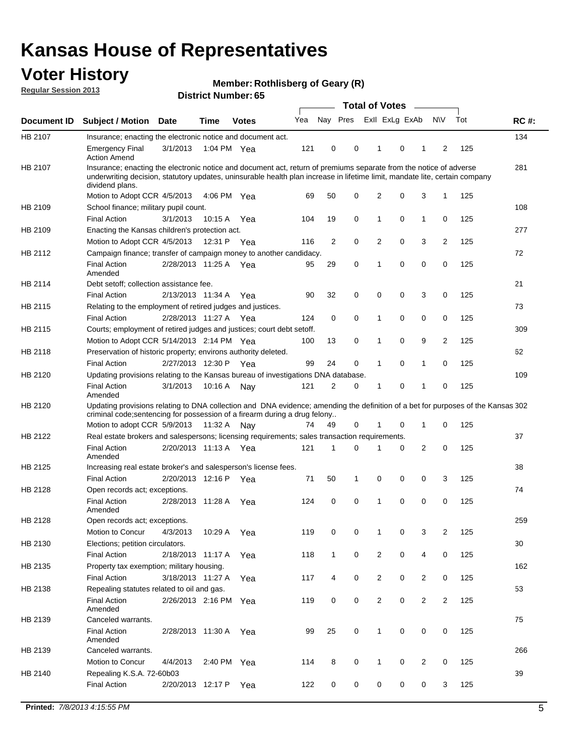# Kansas House of Representatives

## Voter History

**Regular Session 2013**

**Member: Rothlisberg of Geary (R)**

**District Number: 65**

| Document ID | Subject / Motion | Date | Time | Votes | Yea | Nay | Pres | ExII | ExLg | ExAb | N\V | Tot | RC #: |
|---|---|---|---|---|---|---|---|---|---|---|---|---|---|
| HB 2107 | Insurance; enacting the electronic notice and document act. | | | | | | | | | | | | 134 |
| | Emergency Final Action Amend | 3/1/2013 | 1:04 PM | Yea | 121 | 0 | 0 | 1 | 0 | 1 | 2 | 125 | |
| HB 2107 | Insurance; enacting the electronic notice and document act, return of premiums separate from the notice of adverse underwriting decision, statutory updates, uninsurable health plan increase in lifetime limit, mandate lite, certain company dividend plans. | | | | | | | | | | | | 281 |
| | Motion to Adopt CCR | 4/5/2013 | 4:06 PM | Yea | 69 | 50 | 0 | 2 | 0 | 3 | 1 | 125 | |
| HB 2109 | School finance; military pupil count. | | | | | | | | | | | | 108 |
| | Final Action | 3/1/2013 | 10:15 A | Yea | 104 | 19 | 0 | 1 | 0 | 1 | 0 | 125 | |
| HB 2109 | Enacting the Kansas children's protection act. | | | | | | | | | | | | 277 |
| | Motion to Adopt CCR | 4/5/2013 | 12:31 P | Yea | 116 | 2 | 0 | 2 | 0 | 3 | 2 | 125 | |
| HB 2112 | Campaign finance; transfer of campaign money to another candidacy. | | | | | | | | | | | | 72 |
| | Final Action Amended | 2/28/2013 | 11:25 A | Yea | 95 | 29 | 0 | 1 | 0 | 0 | 0 | 125 | |
| HB 2114 | Debt setoff; collection assistance fee. | | | | | | | | | | | | 21 |
| | Final Action | 2/13/2013 | 11:34 A | Yea | 90 | 32 | 0 | 0 | 0 | 3 | 0 | 125 | |
| HB 2115 | Relating to the employment of retired judges and justices. | | | | | | | | | | | | 73 |
| | Final Action | 2/28/2013 | 11:27 A | Yea | 124 | 0 | 0 | 1 | 0 | 0 | 0 | 125 | |
| HB 2115 | Courts; employment of retired judges and justices; court debt setoff. | | | | | | | | | | | | 309 |
| | Motion to Adopt CCR | 5/14/2013 | 2:14 PM | Yea | 100 | 13 | 0 | 1 | 0 | 9 | 2 | 125 | |
| HB 2118 | Preservation of historic property; environs authority deleted. | | | | | | | | | | | | 62 |
| | Final Action | 2/27/2013 | 12:30 P | Yea | 99 | 24 | 0 | 1 | 0 | 1 | 0 | 125 | |
| HB 2120 | Updating provisions relating to the Kansas bureau of investigations DNA database. | | | | | | | | | | | | 109 |
| | Final Action Amended | 3/1/2013 | 10:16 A | Nay | 121 | 2 | 0 | 1 | 0 | 1 | 0 | 125 | |
| HB 2120 | Updating provisions relating to DNA collection and DNA evidence; amending the definition of a bet for purposes of the Kansas criminal code;sentencing for possession of a firearm during a drug felony.. | | | | | | | | | | | | 302 |
| | Motion to adopt CCR | 5/9/2013 | 11:32 A | Nay | 74 | 49 | 0 | 1 | 0 | 1 | 0 | 125 | |
| HB 2122 | Real estate brokers and salespersons; licensing requirements; sales transaction requirements. | | | | | | | | | | | | 37 |
| | Final Action Amended | 2/20/2013 | 11:13 A | Yea | 121 | 1 | 0 | 1 | 0 | 2 | 0 | 125 | |
| HB 2125 | Increasing real estate broker's and salesperson's license fees. | | | | | | | | | | | | 38 |
| | Final Action | 2/20/2013 | 12:16 P | Yea | 71 | 50 | 1 | 0 | 0 | 0 | 3 | 125 | |
| HB 2128 | Open records act; exceptions. | | | | | | | | | | | | 74 |
| | Final Action Amended | 2/28/2013 | 11:28 A | Yea | 124 | 0 | 0 | 1 | 0 | 0 | 0 | 125 | |
| HB 2128 | Open records act; exceptions. | | | | | | | | | | | | 259 |
| | Motion to Concur | 4/3/2013 | 10:29 A | Yea | 119 | 0 | 0 | 1 | 0 | 3 | 2 | 125 | |
| HB 2130 | Elections; petition circulators. | | | | | | | | | | | | 30 |
| | Final Action | 2/18/2013 | 11:17 A | Yea | 118 | 1 | 0 | 2 | 0 | 4 | 0 | 125 | |
| HB 2135 | Property tax exemption; military housing. | | | | | | | | | | | | 162 |
| | Final Action | 3/18/2013 | 11:27 A | Yea | 117 | 4 | 0 | 2 | 0 | 2 | 0 | 125 | |
| HB 2138 | Repealing statutes related to oil and gas. | | | | | | | | | | | | 53 |
| | Final Action Amended | 2/26/2013 | 2:16 PM | Yea | 119 | 0 | 0 | 2 | 0 | 2 | 2 | 125 | |
| HB 2139 | Canceled warrants. | | | | | | | | | | | | 75 |
| | Final Action Amended | 2/28/2013 | 11:30 A | Yea | 99 | 25 | 0 | 1 | 0 | 0 | 0 | 125 | |
| HB 2139 | Canceled warrants. | | | | | | | | | | | | 266 |
| | Motion to Concur | 4/4/2013 | 2:40 PM | Yea | 114 | 8 | 0 | 1 | 0 | 2 | 0 | 125 | |
| HB 2140 | Repealing K.S.A. 72-60b03 | | | | | | | | | | | | 39 |
| | Final Action | 2/20/2013 | 12:17 P | Yea | 122 | 0 | 0 | 0 | 0 | 0 | 3 | 125 | |

**Printed:** *7/8/2013 4:15:55 PM*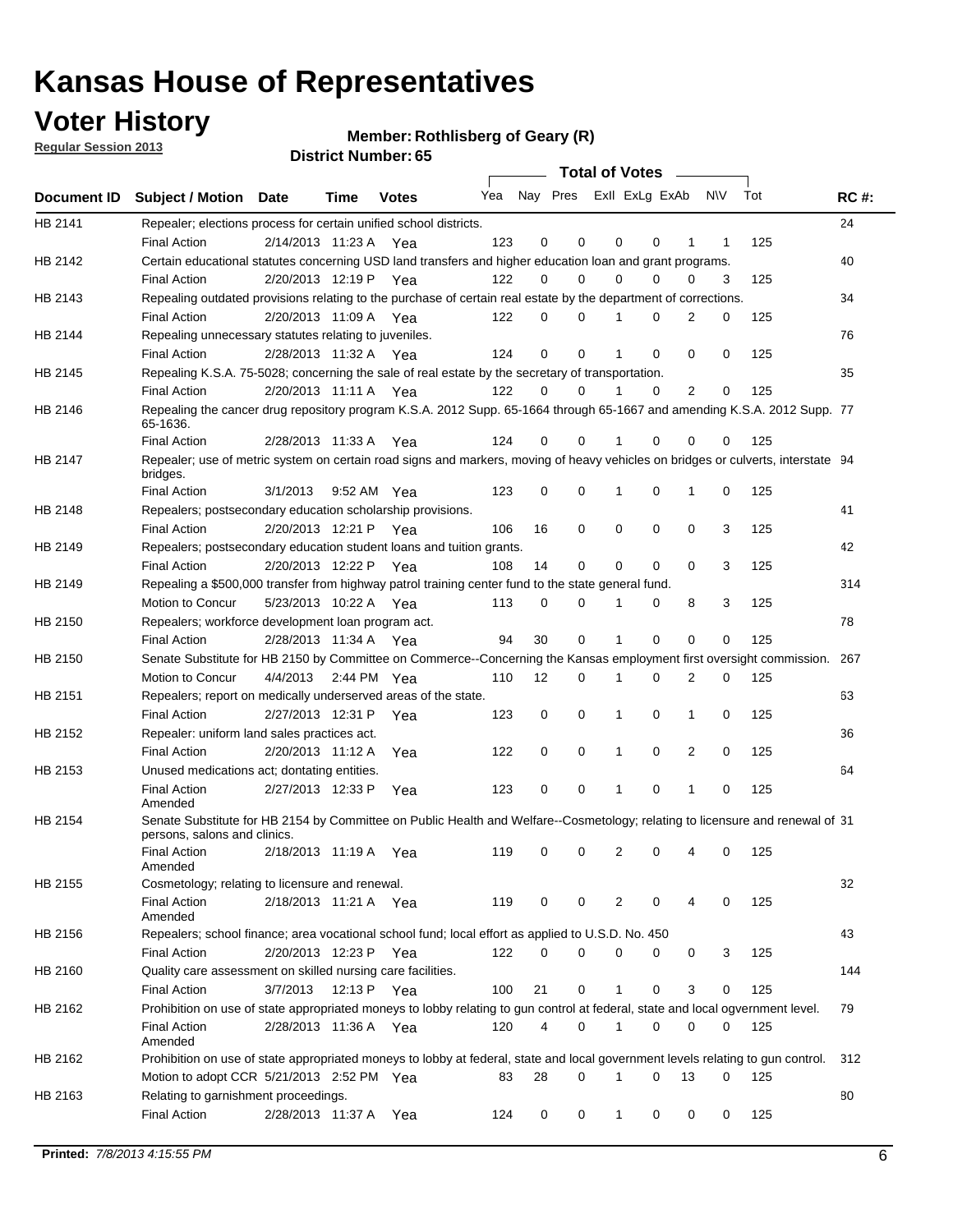# Kansas House of Representatives

## Voter History

**Regular Session 2013**

**Member: Rothlisberg of Geary (R)**

**District Number: 65**

| Document ID | Subject / Motion | Date | Time | Votes | Yea | Nay | Pres | ExII | ExLg | ExAb | N\V | Tot | RC #: |
|---|---|---|---|---|---|---|---|---|---|---|---|---|---|
| HB 2141 | Repealer; elections process for certain unified school districts. | | | | | | | | | | | | 24 |
| | Final Action | 2/14/2013 | 11:23 A | Yea | 123 | 0 | 0 | 0 | 0 | 1 | 1 | 125 | |
| HB 2142 | Certain educational statutes concerning USD land transfers and higher education loan and grant programs. | | | | | | | | | | | | 40 |
| | Final Action | 2/20/2013 | 12:19 P | Yea | 122 | 0 | 0 | 0 | 0 | 0 | 3 | 125 | |
| HB 2143 | Repealing outdated provisions relating to the purchase of certain real estate by the department of corrections. | | | | | | | | | | | | 34 |
| | Final Action | 2/20/2013 | 11:09 A | Yea | 122 | 0 | 0 | 1 | 0 | 2 | 0 | 125 | |
| HB 2144 | Repealing unnecessary statutes relating to juveniles. | | | | | | | | | | | | 76 |
| | Final Action | 2/28/2013 | 11:32 A | Yea | 124 | 0 | 0 | 1 | 0 | 0 | 0 | 125 | |
| HB 2145 | Repealing K.S.A. 75-5028; concerning the sale of real estate by the secretary of transportation. | | | | | | | | | | | | 35 |
| | Final Action | 2/20/2013 | 11:11 A | Yea | 122 | 0 | 0 | 1 | 0 | 2 | 0 | 125 | |
| HB 2146 | Repealing the cancer drug repository program K.S.A. 2012 Supp. 65-1664 through 65-1667 and amending K.S.A. 2012 Supp. 65-1636. | | | | | | | | | | | | 77 |
| | Final Action | 2/28/2013 | 11:33 A | Yea | 124 | 0 | 0 | 1 | 0 | 0 | 0 | 125 | |
| HB 2147 | Repealer; use of metric system on certain road signs and markers, moving of heavy vehicles on bridges or culverts, interstate bridges. | | | | | | | | | | | | 94 |
| | Final Action | 3/1/2013 | 9:52 AM | Yea | 123 | 0 | 0 | 1 | 0 | 1 | 0 | 125 | |
| HB 2148 | Repealers; postsecondary education scholarship provisions. | | | | | | | | | | | | 41 |
| | Final Action | 2/20/2013 | 12:21 P | Yea | 106 | 16 | 0 | 0 | 0 | 0 | 3 | 125 | |
| HB 2149 | Repealers; postsecondary education student loans and tuition grants. | | | | | | | | | | | | 42 |
| | Final Action | 2/20/2013 | 12:22 P | Yea | 108 | 14 | 0 | 0 | 0 | 0 | 3 | 125 | |
| HB 2149 | Repealing a $500,000 transfer from highway patrol training center fund to the state general fund. | | | | | | | | | | | | 314 |
| | Motion to Concur | 5/23/2013 | 10:22 A | Yea | 113 | 0 | 0 | 1 | 0 | 8 | 3 | 125 | |
| HB 2150 | Repealers; workforce development loan program act. | | | | | | | | | | | | 78 |
| | Final Action | 2/28/2013 | 11:34 A | Yea | 94 | 30 | 0 | 1 | 0 | 0 | 0 | 125 | |
| HB 2150 | Senate Substitute for HB 2150 by Committee on Commerce--Concerning the Kansas employment first oversight commission. | | | | | | | | | | | | 267 |
| | Motion to Concur | 4/4/2013 | 2:44 PM | Yea | 110 | 12 | 0 | 1 | 0 | 2 | 0 | 125 | |
| HB 2151 | Repealers; report on medically underserved areas of the state. | | | | | | | | | | | | 63 |
| | Final Action | 2/27/2013 | 12:31 P | Yea | 123 | 0 | 0 | 1 | 0 | 1 | 0 | 125 | |
| HB 2152 | Repealer: uniform land sales practices act. | | | | | | | | | | | | 36 |
| | Final Action | 2/20/2013 | 11:12 A | Yea | 122 | 0 | 0 | 1 | 0 | 2 | 0 | 125 | |
| HB 2153 | Unused medications act; dontating entities. | | | | | | | | | | | | 64 |
| | Final Action Amended | 2/27/2013 | 12:33 P | Yea | 123 | 0 | 0 | 1 | 0 | 1 | 0 | 125 | |
| HB 2154 | Senate Substitute for HB 2154 by Committee on Public Health and Welfare--Cosmetology; relating to licensure and renewal of persons, salons and clinics. | | | | | | | | | | | | 31 |
| | Final Action Amended | 2/18/2013 | 11:19 A | Yea | 119 | 0 | 0 | 2 | 0 | 4 | 0 | 125 | |
| HB 2155 | Cosmetology; relating to licensure and renewal. | | | | | | | | | | | | 32 |
| | Final Action Amended | 2/18/2013 | 11:21 A | Yea | 119 | 0 | 0 | 2 | 0 | 4 | 0 | 125 | |
| HB 2156 | Repealers; school finance; area vocational school fund; local effort as applied to U.S.D. No. 450 | | | | | | | | | | | | 43 |
| | Final Action | 2/20/2013 | 12:23 P | Yea | 122 | 0 | 0 | 0 | 0 | 0 | 3 | 125 | |
| HB 2160 | Quality care assessment on skilled nursing care facilities. | | | | | | | | | | | | 144 |
| | Final Action | 3/7/2013 | 12:13 P | Yea | 100 | 21 | 0 | 1 | 0 | 3 | 0 | 125 | |
| HB 2162 | Prohibition on use of state appropriated moneys to lobby relating to gun control at federal, state and local ogvernment level. | | | | | | | | | | | | 79 |
| | Final Action Amended | 2/28/2013 | 11:36 A | Yea | 120 | 4 | 0 | 1 | 0 | 0 | 0 | 125 | |
| HB 2162 | Prohibition on use of state appropriated moneys to lobby at federal, state and local government levels relating to gun control. | | | | | | | | | | | | 312 |
| | Motion to adopt CCR | 5/21/2013 | 2:52 PM | Yea | 83 | 28 | 0 | 1 | 0 | 13 | 0 | 125 | |
| HB 2163 | Relating to garnishment proceedings. | | | | | | | | | | | | 80 |
| | Final Action | 2/28/2013 | 11:37 A | Yea | 124 | 0 | 0 | 1 | 0 | 0 | 0 | 125 | |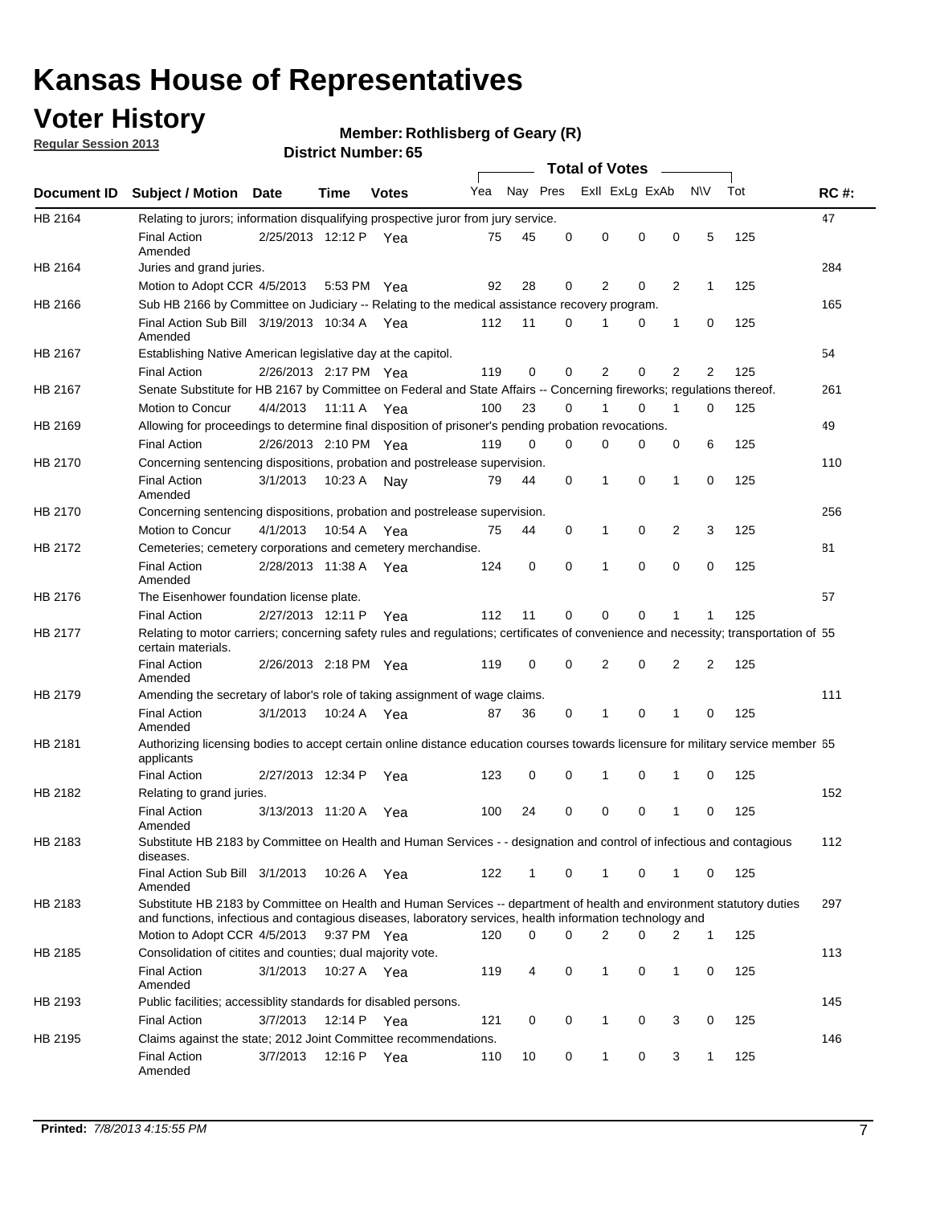# Kansas House of Representatives

## Voter History

**Regular Session 2013**

**Member: Rothlisberg of Geary (R)**

**District Number: 65**

| Document ID | Subject / Motion | Date | Time | Votes | Yea | Nay | Pres | ExII | ExLg | ExAb | N\V | Tot | RC #: |
|---|---|---|---|---|---|---|---|---|---|---|---|---|---|
| HB 2164 | Relating to jurors; information disqualifying prospective juror from jury service. | | | | | | | | | | | | 47 |
| | Final Action Amended | 2/25/2013 | 12:12 P | Yea | 75 | 45 | 0 | 0 | 0 | 0 | 5 | 125 | |
| HB 2164 | Juries and grand juries. | | | | | | | | | | | | 284 |
| | Motion to Adopt CCR | 4/5/2013 | 5:53 PM | Yea | 92 | 28 | 0 | 2 | 0 | 2 | 1 | 125 | |
| HB 2166 | Sub HB 2166 by Committee on Judiciary -- Relating to the medical assistance recovery program. | | | | | | | | | | | | 165 |
| | Final Action Sub Bill Amended | 3/19/2013 | 10:34 A | Yea | 112 | 11 | 0 | 1 | 0 | 1 | 0 | 125 | |
| HB 2167 | Establishing Native American legislative day at the capitol. | | | | | | | | | | | | 54 |
| | Final Action | 2/26/2013 | 2:17 PM | Yea | 119 | 0 | 0 | 2 | 0 | 2 | 2 | 125 | |
| HB 2167 | Senate Substitute for HB 2167 by Committee on Federal and State Affairs -- Concerning fireworks; regulations thereof. | | | | | | | | | | | | 261 |
| | Motion to Concur | 4/4/2013 | 11:11 A | Yea | 100 | 23 | 0 | 1 | 0 | 1 | 0 | 125 | |
| HB 2169 | Allowing for proceedings to determine final disposition of prisoner's pending probation revocations. | | | | | | | | | | | | 49 |
| | Final Action | 2/26/2013 | 2:10 PM | Yea | 119 | 0 | 0 | 0 | 0 | 0 | 6 | 125 | |
| HB 2170 | Concerning sentencing dispositions, probation and postrelease supervision. | | | | | | | | | | | | 110 |
| | Final Action Amended | 3/1/2013 | 10:23 A | Nay | 79 | 44 | 0 | 1 | 0 | 1 | 0 | 125 | |
| HB 2170 | Concerning sentencing dispositions, probation and postrelease supervision. | | | | | | | | | | | | 256 |
| | Motion to Concur | 4/1/2013 | 10:54 A | Yea | 75 | 44 | 0 | 1 | 0 | 2 | 3 | 125 | |
| HB 2172 | Cemeteries; cemetery corporations and cemetery merchandise. | | | | | | | | | | | | 81 |
| | Final Action Amended | 2/28/2013 | 11:38 A | Yea | 124 | 0 | 0 | 1 | 0 | 0 | 0 | 125 | |
| HB 2176 | The Eisenhower foundation license plate. | | | | | | | | | | | | 57 |
| | Final Action | 2/27/2013 | 12:11 P | Yea | 112 | 11 | 0 | 0 | 0 | 1 | 1 | 125 | |
| HB 2177 | Relating to motor carriers; concerning safety rules and regulations; certificates of convenience and necessity; transportation of certain materials. | | | | | | | | | | | | 55 |
| | Final Action Amended | 2/26/2013 | 2:18 PM | Yea | 119 | 0 | 0 | 2 | 0 | 2 | 2 | 125 | |
| HB 2179 | Amending the secretary of labor's role of taking assignment of wage claims. | | | | | | | | | | | | 111 |
| | Final Action Amended | 3/1/2013 | 10:24 A | Yea | 87 | 36 | 0 | 1 | 0 | 1 | 0 | 125 | |
| HB 2181 | Authorizing licensing bodies to accept certain online distance education courses towards licensure for military service member applicants | | | | | | | | | | | | 65 |
| | Final Action | 2/27/2013 | 12:34 P | Yea | 123 | 0 | 0 | 1 | 0 | 1 | 0 | 125 | |
| HB 2182 | Relating to grand juries. | | | | | | | | | | | | 152 |
| | Final Action Amended | 3/13/2013 | 11:20 A | Yea | 100 | 24 | 0 | 0 | 0 | 1 | 0 | 125 | |
| HB 2183 | Substitute HB 2183 by Committee on Health and Human Services - - designation and control of infectious and contagious diseases. | | | | | | | | | | | | 112 |
| | Final Action Sub Bill Amended | 3/1/2013 | 10:26 A | Yea | 122 | 1 | 0 | 1 | 0 | 1 | 0 | 125 | |
| HB 2183 | Substitute HB 2183 by Committee on Health and Human Services -- department of health and environment statutory duties and functions, infectious and contagious diseases, laboratory services, health information technology and | | | | | | | | | | | | 297 |
| | Motion to Adopt CCR | 4/5/2013 | 9:37 PM | Yea | 120 | 0 | 0 | 2 | 0 | 2 | 1 | 125 | |
| HB 2185 | Consolidation of citites and counties; dual majority vote. | | | | | | | | | | | | 113 |
| | Final Action Amended | 3/1/2013 | 10:27 A | Yea | 119 | 4 | 0 | 1 | 0 | 1 | 0 | 125 | |
| HB 2193 | Public facilities; accessiblity standards for disabled persons. | | | | | | | | | | | | 145 |
| | Final Action | 3/7/2013 | 12:14 P | Yea | 121 | 0 | 0 | 1 | 0 | 3 | 0 | 125 | |
| HB 2195 | Claims against the state; 2012 Joint Committee recommendations. | | | | | | | | | | | | 146 |
| | Final Action Amended | 3/7/2013 | 12:16 P | Yea | 110 | 10 | 0 | 1 | 0 | 3 | 1 | 125 | |

**Printed:** *7/8/2013 4:15:55 PM*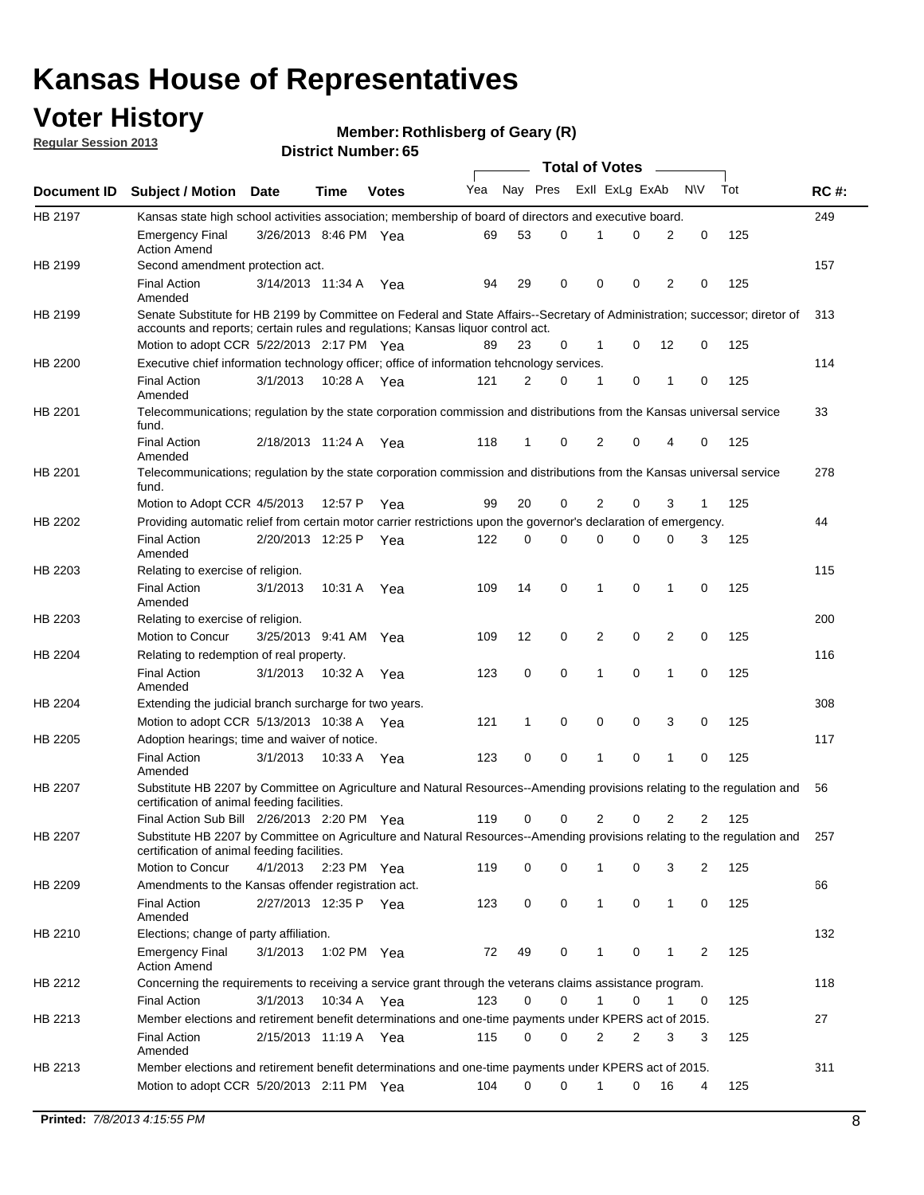# Kansas House of Representatives

## Voter History

**Regular Session 2013**

**Member: Rothlisberg of Geary (R)**

**District Number: 65**

| Document ID | Subject / Motion | Date | Time | Votes | Yea | Nay | Pres | ExII | ExLg | ExAb | N\V | Tot | RC #: |
|---|---|---|---|---|---|---|---|---|---|---|---|---|---|
| HB 2197 | Kansas state high school activities association; membership of board of directors and executive board. | | | | | | | | | | | | 249 |
| | Emergency Final Action Amend | 3/26/2013 | 8:46 PM | Yea | 69 | 53 | 0 | 1 | 0 | 2 | 0 | 125 | |
| HB 2199 | Second amendment protection act. | | | | | | | | | | | | 157 |
| | Final Action Amended | 3/14/2013 | 11:34 A | Yea | 94 | 29 | 0 | 0 | 0 | 2 | 0 | 125 | |
| HB 2199 | Senate Substitute for HB 2199 by Committee on Federal and State Affairs--Secretary of Administration; successor; diretor of accounts and reports; certain rules and regulations; Kansas liquor control act. | | | | | | | | | | | | 313 |
| | Motion to adopt CCR | 5/22/2013 | 2:17 PM | Yea | 89 | 23 | 0 | 1 | 0 | 12 | 0 | 125 | |
| HB 2200 | Executive chief information technology officer; office of information tehcnology services. | | | | | | | | | | | | 114 |
| | Final Action Amended | 3/1/2013 | 10:28 A | Yea | 121 | 2 | 0 | 1 | 0 | 1 | 0 | 125 | |
| HB 2201 | Telecommunications; regulation by the state corporation commission and distributions from the Kansas universal service fund. | | | | | | | | | | | | 33 |
| | Final Action Amended | 2/18/2013 | 11:24 A | Yea | 118 | 1 | 0 | 2 | 0 | 4 | 0 | 125 | |
| HB 2201 | Telecommunications; regulation by the state corporation commission and distributions from the Kansas universal service fund. | | | | | | | | | | | | 278 |
| | Motion to Adopt CCR | 4/5/2013 | 12:57 P | Yea | 99 | 20 | 0 | 2 | 0 | 3 | 1 | 125 | |
| HB 2202 | Providing automatic relief from certain motor carrier restrictions upon the governor's declaration of emergency. | | | | | | | | | | | | 44 |
| | Final Action Amended | 2/20/2013 | 12:25 P | Yea | 122 | 0 | 0 | 0 | 0 | 0 | 3 | 125 | |
| HB 2203 | Relating to exercise of religion. | | | | | | | | | | | | 115 |
| | Final Action Amended | 3/1/2013 | 10:31 A | Yea | 109 | 14 | 0 | 1 | 0 | 1 | 0 | 125 | |
| HB 2203 | Relating to exercise of religion. | | | | | | | | | | | | 200 |
| | Motion to Concur | 3/25/2013 | 9:41 AM | Yea | 109 | 12 | 0 | 2 | 0 | 2 | 0 | 125 | |
| HB 2204 | Relating to redemption of real property. | | | | | | | | | | | | 116 |
| | Final Action Amended | 3/1/2013 | 10:32 A | Yea | 123 | 0 | 0 | 1 | 0 | 1 | 0 | 125 | |
| HB 2204 | Extending the judicial branch surcharge for two years. | | | | | | | | | | | | 308 |
| | Motion to adopt CCR | 5/13/2013 | 10:38 A | Yea | 121 | 1 | 0 | 0 | 0 | 3 | 0 | 125 | |
| HB 2205 | Adoption hearings; time and waiver of notice. | | | | | | | | | | | | 117 |
| | Final Action Amended | 3/1/2013 | 10:33 A | Yea | 123 | 0 | 0 | 1 | 0 | 1 | 0 | 125 | |
| HB 2207 | Substitute HB 2207 by Committee on Agriculture and Natural Resources--Amending provisions relating to the regulation and certification of animal feeding facilities. | | | | | | | | | | | | 56 |
| | Final Action Sub Bill | 2/26/2013 | 2:20 PM | Yea | 119 | 0 | 0 | 2 | 0 | 2 | 2 | 125 | |
| HB 2207 | Substitute HB 2207 by Committee on Agriculture and Natural Resources--Amending provisions relating to the regulation and certification of animal feeding facilities. | | | | | | | | | | | | 257 |
| | Motion to Concur | 4/1/2013 | 2:23 PM | Yea | 119 | 0 | 0 | 1 | 0 | 3 | 2 | 125 | |
| HB 2209 | Amendments to the Kansas offender registration act. | | | | | | | | | | | | 66 |
| | Final Action Amended | 2/27/2013 | 12:35 P | Yea | 123 | 0 | 0 | 1 | 0 | 1 | 0 | 125 | |
| HB 2210 | Elections; change of party affiliation. | | | | | | | | | | | | 132 |
| | Emergency Final Action Amend | 3/1/2013 | 1:02 PM | Yea | 72 | 49 | 0 | 1 | 0 | 1 | 2 | 125 | |
| HB 2212 | Concerning the requirements to receiving a service grant through the veterans claims assistance program. | | | | | | | | | | | | 118 |
| | Final Action | 3/1/2013 | 10:34 A | Yea | 123 | 0 | 0 | 1 | 0 | 1 | 0 | 125 | |
| HB 2213 | Member elections and retirement benefit determinations and one-time payments under KPERS act of 2015. | | | | | | | | | | | | 27 |
| | Final Action Amended | 2/15/2013 | 11:19 A | Yea | 115 | 0 | 0 | 2 | 2 | 3 | 3 | 125 | |
| HB 2213 | Member elections and retirement benefit determinations and one-time payments under KPERS act of 2015. | | | | | | | | | | | | 311 |
| | Motion to adopt CCR | 5/20/2013 | 2:11 PM | Yea | 104 | 0 | 0 | 1 | 0 | 16 | 4 | 125 | |

**Printed:** *7/8/2013 4:15:55 PM*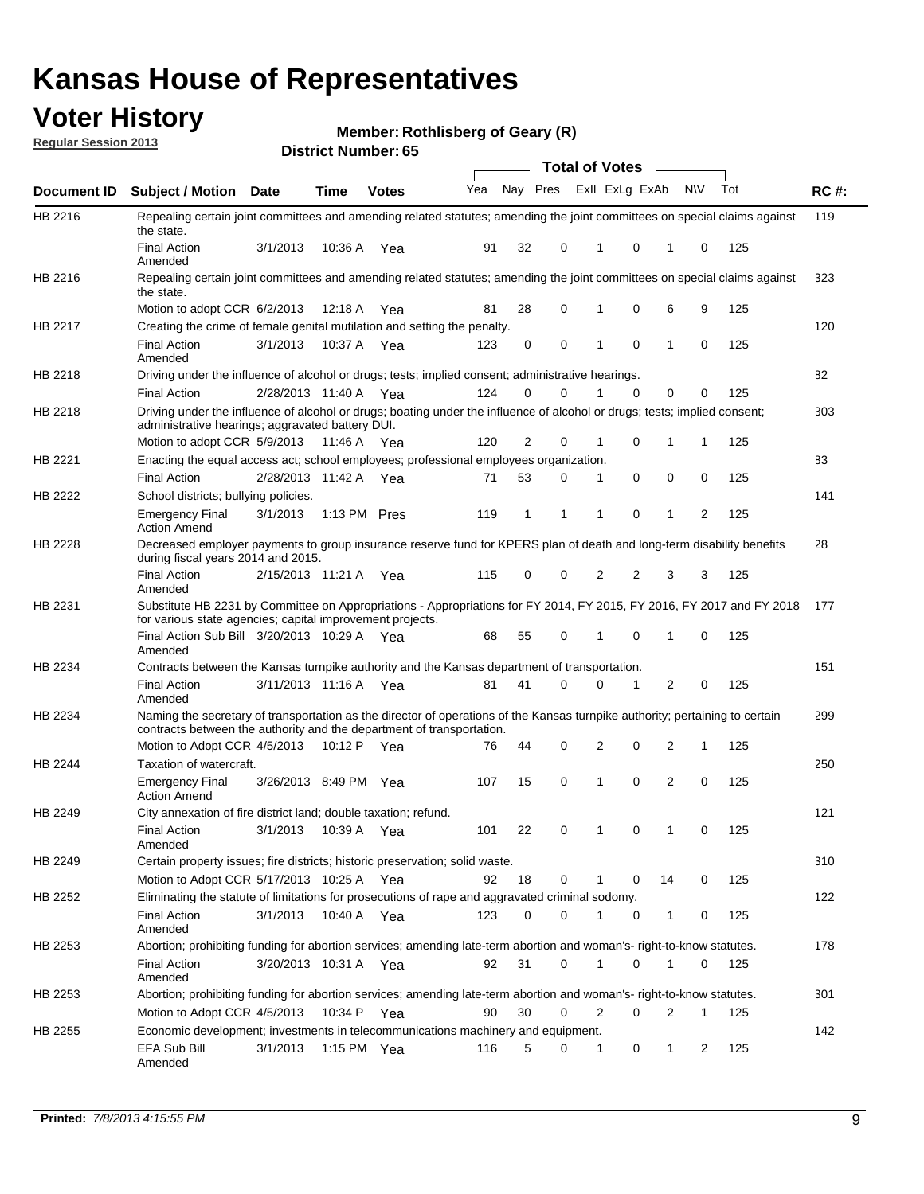# Kansas House of Representatives

## Voter History

**Regular Session 2013**

**Member: Rothlisberg of Geary (R)**

**District Number: 65**

| Document ID | Subject / Motion | Date | Time | Votes | Yea | Nay | Pres | ExII | ExLg | ExAb | N\V | Tot | RC #: |
|---|---|---|---|---|---|---|---|---|---|---|---|---|---|
| HB 2216 | Repealing certain joint committees and amending related statutes; amending the joint committees on special claims against the state. | | | | | | | | | | | | 119 |
| | Final Action Amended | 3/1/2013 | 10:36 A | Yea | 91 | 32 | 0 | 1 | 0 | 1 | 0 | 125 | |
| HB 2216 | Repealing certain joint committees and amending related statutes; amending the joint committees on special claims against the state. | | | | | | | | | | | | 323 |
| | Motion to adopt CCR | 6/2/2013 | 12:18 A | Yea | 81 | 28 | 0 | 1 | 0 | 6 | 9 | 125 | |
| HB 2217 | Creating the crime of female genital mutilation and setting the penalty. | | | | | | | | | | | | 120 |
| | Final Action Amended | 3/1/2013 | 10:37 A | Yea | 123 | 0 | 0 | 1 | 0 | 1 | 0 | 125 | |
| HB 2218 | Driving under the influence of alcohol or drugs; tests; implied consent; administrative hearings. | | | | | | | | | | | | 82 |
| | Final Action | 2/28/2013 | 11:40 A | Yea | 124 | 0 | 0 | 1 | 0 | 0 | 0 | 125 | |
| HB 2218 | Driving under the influence of alcohol or drugs; boating under the influence of alcohol or drugs; tests; implied consent; administrative hearings; aggravated battery DUI. | | | | | | | | | | | | 303 |
| | Motion to adopt CCR | 5/9/2013 | 11:46 A | Yea | 120 | 2 | 0 | 1 | 0 | 1 | 1 | 125 | |
| HB 2221 | Enacting the equal access act; school employees; professional employees organization. | | | | | | | | | | | | 83 |
| | Final Action | 2/28/2013 | 11:42 A | Yea | 71 | 53 | 0 | 1 | 0 | 0 | 0 | 125 | |
| HB 2222 | School districts; bullying policies. | | | | | | | | | | | | 141 |
| | Emergency Final Action Amend | 3/1/2013 | 1:13 PM | Pres | 119 | 1 | 1 | 1 | 0 | 1 | 2 | 125 | |
| HB 2228 | Decreased employer payments to group insurance reserve fund for KPERS plan of death and long-term disability benefits during fiscal years 2014 and 2015. | | | | | | | | | | | | 28 |
| | Final Action Amended | 2/15/2013 | 11:21 A | Yea | 115 | 0 | 0 | 2 | 2 | 3 | 3 | 125 | |
| HB 2231 | Substitute HB 2231 by Committee on Appropriations - Appropriations for FY 2014, FY 2015, FY 2016, FY 2017 and FY 2018 for various state agencies; capital improvement projects. | | | | | | | | | | | | 177 |
| | Final Action Sub Bill Amended | 3/20/2013 | 10:29 A | Yea | 68 | 55 | 0 | 1 | 0 | 1 | 0 | 125 | |
| HB 2234 | Contracts between the Kansas turnpike authority and the Kansas department of transportation. | | | | | | | | | | | | 151 |
| | Final Action Amended | 3/11/2013 | 11:16 A | Yea | 81 | 41 | 0 | 0 | 1 | 2 | 0 | 125 | |
| HB 2234 | Naming the secretary of transportation as the director of operations of the Kansas turnpike authority; pertaining to certain contracts between the authority and the department of transportation. | | | | | | | | | | | | 299 |
| | Motion to Adopt CCR | 4/5/2013 | 10:12 P | Yea | 76 | 44 | 0 | 2 | 0 | 2 | 1 | 125 | |
| HB 2244 | Taxation of watercraft. | | | | | | | | | | | | 250 |
| | Emergency Final Action Amend | 3/26/2013 | 8:49 PM | Yea | 107 | 15 | 0 | 1 | 0 | 2 | 0 | 125 | |
| HB 2249 | City annexation of fire district land; double taxation; refund. | | | | | | | | | | | | 121 |
| | Final Action Amended | 3/1/2013 | 10:39 A | Yea | 101 | 22 | 0 | 1 | 0 | 1 | 0 | 125 | |
| HB 2249 | Certain property issues; fire districts; historic preservation; solid waste. | | | | | | | | | | | | 310 |
| | Motion to Adopt CCR | 5/17/2013 | 10:25 A | Yea | 92 | 18 | 0 | 1 | 0 | 14 | 0 | 125 | |
| HB 2252 | Eliminating the statute of limitations for prosecutions of rape and aggravated criminal sodomy. | | | | | | | | | | | | 122 |
| | Final Action Amended | 3/1/2013 | 10:40 A | Yea | 123 | 0 | 0 | 1 | 0 | 1 | 0 | 125 | |
| HB 2253 | Abortion; prohibiting funding for abortion services; amending late-term abortion and woman's- right-to-know statutes. | | | | | | | | | | | | 178 |
| | Final Action Amended | 3/20/2013 | 10:31 A | Yea | 92 | 31 | 0 | 1 | 0 | 1 | 0 | 125 | |
| HB 2253 | Abortion; prohibiting funding for abortion services; amending late-term abortion and woman's- right-to-know statutes. | | | | | | | | | | | | 301 |
| | Motion to Adopt CCR | 4/5/2013 | 10:34 P | Yea | 90 | 30 | 0 | 2 | 0 | 2 | 1 | 125 | |
| HB 2255 | Economic development; investments in telecommunications machinery and equipment. | | | | | | | | | | | | 142 |
| | EFA Sub Bill Amended | 3/1/2013 | 1:15 PM | Yea | 116 | 5 | 0 | 1 | 0 | 1 | 2 | 125 | |

**Printed:** *7/8/2013 4:15:55 PM*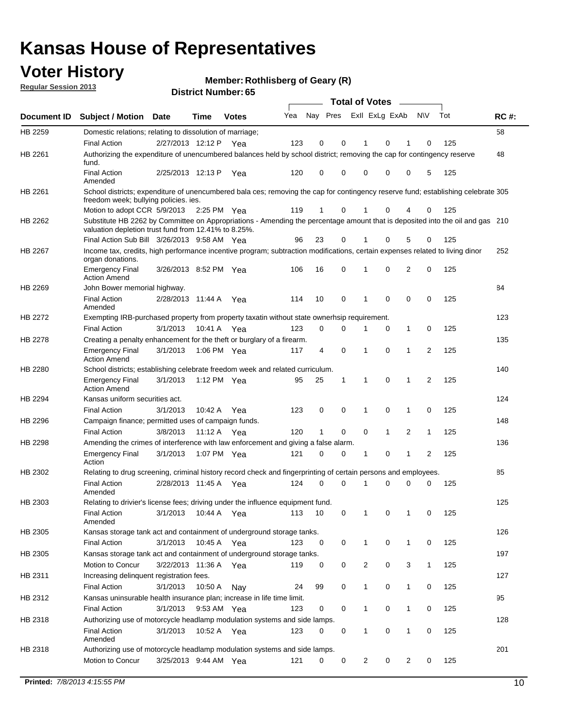# Kansas House of Representatives

## Voter History

**Regular Session 2013**

**Member: Rothlisberg of Geary (R)**

**District Number: 65**

| Document ID | Subject / Motion | Date | Time | Votes | Yea | Nay | Pres | ExII | ExLg | ExAb | N\V | Tot | RC #: |
|---|---|---|---|---|---|---|---|---|---|---|---|---|---|
| HB 2259 | Domestic relations; relating to dissolution of marriage; | | | | | | | | | | | | 58 |
| | Final Action | 2/27/2013 | 12:12 P | Yea | 123 | 0 | 0 | 1 | 0 | 1 | 0 | 125 | |
| HB 2261 | Authorizing the expenditure of unencumbered balances held by school district; removing the cap for contingency reserve fund. | | | | | | | | | | | | 48 |
| | Final Action Amended | 2/25/2013 | 12:13 P | Yea | 120 | 0 | 0 | 0 | 0 | 0 | 5 | 125 | |
| HB 2261 | School districts; expenditure of unencumbered bala ces; removing the cap for contingency reserve fund; establishing celebrate freedom week; bullying policies. ies. | | | | | | | | | | | | 305 |
| | Motion to adopt CCR | 5/9/2013 | 2:25 PM | Yea | 119 | 1 | 0 | 1 | 0 | 4 | 0 | 125 | |
| HB 2262 | Substitute HB 2262 by Committee on Appropriations - Amending the percentage amount that is deposited into the oil and gas valuation depletion trust fund from 12.41% to 8.25%. | | | | | | | | | | | | 210 |
| | Final Action Sub Bill | 3/26/2013 | 9:58 AM | Yea | 96 | 23 | 0 | 1 | 0 | 5 | 0 | 125 | |
| HB 2267 | Income tax, credits, high performance incentive program; subtraction modifications, certain expenses related to living dinor organ donations. | | | | | | | | | | | | 252 |
| | Emergency Final Action Amend | 3/26/2013 | 8:52 PM | Yea | 106 | 16 | 0 | 1 | 0 | 2 | 0 | 125 | |
| HB 2269 | John Bower memorial highway. | | | | | | | | | | | | 84 |
| | Final Action Amended | 2/28/2013 | 11:44 A | Yea | 114 | 10 | 0 | 1 | 0 | 0 | 0 | 125 | |
| HB 2272 | Exempting IRB-purchased property from property taxatin without state ownerhsip requirement. | | | | | | | | | | | | 123 |
| | Final Action | 3/1/2013 | 10:41 A | Yea | 123 | 0 | 0 | 1 | 0 | 1 | 0 | 125 | |
| HB 2278 | Creating a penalty enhancement for the theft or burglary of a firearm. | | | | | | | | | | | | 135 |
| | Emergency Final Action Amend | 3/1/2013 | 1:06 PM | Yea | 117 | 4 | 0 | 1 | 0 | 1 | 2 | 125 | |
| HB 2280 | School districts; establishing celebrate freedom week and related curriculum. | | | | | | | | | | | | 140 |
| | Emergency Final Action Amend | 3/1/2013 | 1:12 PM | Yea | 95 | 25 | 1 | 1 | 0 | 1 | 2 | 125 | |
| HB 2294 | Kansas uniform securities act. | | | | | | | | | | | | 124 |
| | Final Action | 3/1/2013 | 10:42 A | Yea | 123 | 0 | 0 | 1 | 0 | 1 | 0 | 125 | |
| HB 2296 | Campaign finance; permitted uses of campaign funds. | | | | | | | | | | | | 148 |
| | Final Action | 3/8/2013 | 11:12 A | Yea | 120 | 1 | 0 | 0 | 1 | 2 | 1 | 125 | |
| HB 2298 | Amending the crimes of interference with law enforcement and giving a false alarm. | | | | | | | | | | | | 136 |
| | Emergency Final Action | 3/1/2013 | 1:07 PM | Yea | 121 | 0 | 0 | 1 | 0 | 1 | 2 | 125 | |
| HB 2302 | Relating to drug screening, criminal history record check and fingerprinting of certain persons and employees. | | | | | | | | | | | | 85 |
| | Final Action Amended | 2/28/2013 | 11:45 A | Yea | 124 | 0 | 0 | 1 | 0 | 0 | 0 | 125 | |
| HB 2303 | Relating to drivier's license fees; driving under the influence equipment fund. | | | | | | | | | | | | 125 |
| | Final Action Amended | 3/1/2013 | 10:44 A | Yea | 113 | 10 | 0 | 1 | 0 | 1 | 0 | 125 | |
| HB 2305 | Kansas storage tank act and containment of underground storage tanks. | | | | | | | | | | | | 126 |
| | Final Action | 3/1/2013 | 10:45 A | Yea | 123 | 0 | 0 | 1 | 0 | 1 | 0 | 125 | |
| HB 2305 | Kansas storage tank act and containment of underground storage tanks. | | | | | | | | | | | | 197 |
| | Motion to Concur | 3/22/2013 | 11:36 A | Yea | 119 | 0 | 0 | 2 | 0 | 3 | 1 | 125 | |
| HB 2311 | Increasing delinquent registration fees. | | | | | | | | | | | | 127 |
| | Final Action | 3/1/2013 | 10:50 A | Nay | 24 | 99 | 0 | 1 | 0 | 1 | 0 | 125 | |
| HB 2312 | Kansas uninsurable health insurance plan; increase in life time limit. | | | | | | | | | | | | 95 |
| | Final Action | 3/1/2013 | 9:53 AM | Yea | 123 | 0 | 0 | 1 | 0 | 1 | 0 | 125 | |
| HB 2318 | Authorizing use of motorcycle headlamp modulation systems and side lamps. | | | | | | | | | | | | 128 |
| | Final Action Amended | 3/1/2013 | 10:52 A | Yea | 123 | 0 | 0 | 1 | 0 | 1 | 0 | 125 | |
| HB 2318 | Authorizing use of motorcycle headlamp modulation systems and side lamps. | | | | | | | | | | | | 201 |
| | Motion to Concur | 3/25/2013 | 9:44 AM | Yea | 121 | 0 | 0 | 2 | 0 | 2 | 0 | 125 | |

**Printed:** *7/8/2013 4:15:55 PM*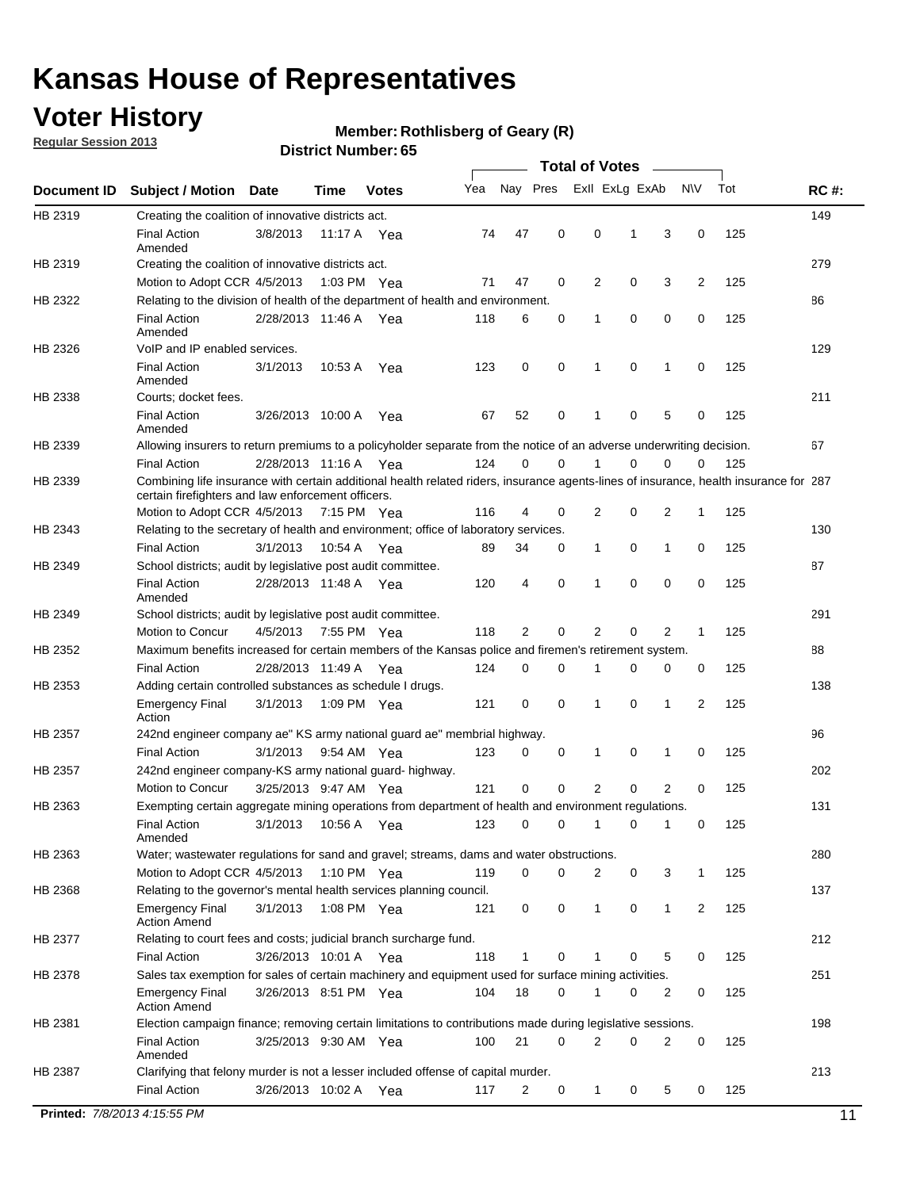# Kansas House of Representatives

## Voter History

**Regular Session 2013**

**Member: Rothlisberg of Geary (R)**

**District Number: 65**

| Document ID | Subject / Motion | Date | Time | Votes | Yea | Nay | Pres | ExII | ExLg | ExAb | N\V | Tot | RC #: |
|---|---|---|---|---|---|---|---|---|---|---|---|---|---|
| HB 2319 | Creating the coalition of innovative districts act. | | | | | | | | | | | | 149 |
| | Final Action Amended | 3/8/2013 | 11:17 A | Yea | 74 | 47 | 0 | 0 | 1 | 3 | 0 | 125 | |
| HB 2319 | Creating the coalition of innovative districts act. | | | | | | | | | | | | 279 |
| | Motion to Adopt CCR | 4/5/2013 | 1:03 PM | Yea | 71 | 47 | 0 | 2 | 0 | 3 | 2 | 125 | |
| HB 2322 | Relating to the division of health of the department of health and environment. | | | | | | | | | | | | 86 |
| | Final Action Amended | 2/28/2013 | 11:46 A | Yea | 118 | 6 | 0 | 1 | 0 | 0 | 0 | 125 | |
| HB 2326 | VoIP and IP enabled services. | | | | | | | | | | | | 129 |
| | Final Action Amended | 3/1/2013 | 10:53 A | Yea | 123 | 0 | 0 | 1 | 0 | 1 | 0 | 125 | |
| HB 2338 | Courts; docket fees. | | | | | | | | | | | | 211 |
| | Final Action Amended | 3/26/2013 | 10:00 A | Yea | 67 | 52 | 0 | 1 | 0 | 5 | 0 | 125 | |
| HB 2339 | Allowing insurers to return premiums to a policyholder separate from the notice of an adverse underwriting decision. | | | | | | | | | | | | 67 |
| | Final Action | 2/28/2013 | 11:16 A | Yea | 124 | 0 | 0 | 1 | 0 | 0 | 0 | 125 | |
| HB 2339 | Combining life insurance with certain additional health related riders, insurance agents-lines of insurance, health insurance for certain firefighters and law enforcement officers. | | | | | | | | | | | | 287 |
| | Motion to Adopt CCR | 4/5/2013 | 7:15 PM | Yea | 116 | 4 | 0 | 2 | 0 | 2 | 1 | 125 | |
| HB 2343 | Relating to the secretary of health and environment; office of laboratory services. | | | | | | | | | | | | 130 |
| | Final Action | 3/1/2013 | 10:54 A | Yea | 89 | 34 | 0 | 1 | 0 | 1 | 0 | 125 | |
| HB 2349 | School districts; audit by legislative post audit committee. | | | | | | | | | | | | 87 |
| | Final Action Amended | 2/28/2013 | 11:48 A | Yea | 120 | 4 | 0 | 1 | 0 | 0 | 0 | 125 | |
| HB 2349 | School districts; audit by legislative post audit committee. | | | | | | | | | | | | 291 |
| | Motion to Concur | 4/5/2013 | 7:55 PM | Yea | 118 | 2 | 0 | 2 | 0 | 2 | 1 | 125 | |
| HB 2352 | Maximum benefits increased for certain members of the Kansas police and firemen's retirement system. | | | | | | | | | | | | 88 |
| | Final Action | 2/28/2013 | 11:49 A | Yea | 124 | 0 | 0 | 1 | 0 | 0 | 0 | 125 | |
| HB 2353 | Adding certain controlled substances as schedule I drugs. | | | | | | | | | | | | 138 |
| | Emergency Final Action | 3/1/2013 | 1:09 PM | Yea | 121 | 0 | 0 | 1 | 0 | 1 | 2 | 125 | |
| HB 2357 | 242nd engineer company ae" KS army national guard ae" membrial highway. | | | | | | | | | | | | 96 |
| | Final Action | 3/1/2013 | 9:54 AM | Yea | 123 | 0 | 0 | 1 | 0 | 1 | 0 | 125 | |
| HB 2357 | 242nd engineer company-KS army national guard- highway. | | | | | | | | | | | | 202 |
| | Motion to Concur | 3/25/2013 | 9:47 AM | Yea | 121 | 0 | 0 | 2 | 0 | 2 | 0 | 125 | |
| HB 2363 | Exempting certain aggregate mining operations from department of health and environment regulations. | | | | | | | | | | | | 131 |
| | Final Action Amended | 3/1/2013 | 10:56 A | Yea | 123 | 0 | 0 | 1 | 0 | 1 | 0 | 125 | |
| HB 2363 | Water; wastewater regulations for sand and gravel; streams, dams and water obstructions. | | | | | | | | | | | | 280 |
| | Motion to Adopt CCR | 4/5/2013 | 1:10 PM | Yea | 119 | 0 | 0 | 2 | 0 | 3 | 1 | 125 | |
| HB 2368 | Relating to the governor's mental health services planning council. | | | | | | | | | | | | 137 |
| | Emergency Final Action Amend | 3/1/2013 | 1:08 PM | Yea | 121 | 0 | 0 | 1 | 0 | 1 | 2 | 125 | |
| HB 2377 | Relating to court fees and costs; judicial branch surcharge fund. | | | | | | | | | | | | 212 |
| | Final Action | 3/26/2013 | 10:01 A | Yea | 118 | 1 | 0 | 1 | 0 | 5 | 0 | 125 | |
| HB 2378 | Sales tax exemption for sales of certain machinery and equipment used for surface mining activities. | | | | | | | | | | | | 251 |
| | Emergency Final Action Amend | 3/26/2013 | 8:51 PM | Yea | 104 | 18 | 0 | 1 | 0 | 2 | 0 | 125 | |
| HB 2381 | Election campaign finance; removing certain limitations to contributions made during legislative sessions. | | | | | | | | | | | | 198 |
| | Final Action Amended | 3/25/2013 | 9:30 AM | Yea | 100 | 21 | 0 | 2 | 0 | 2 | 0 | 125 | |
| HB 2387 | Clarifying that felony murder is not a lesser included offense of capital murder. | | | | | | | | | | | | 213 |
| | Final Action | 3/26/2013 | 10:02 A | Yea | 117 | 2 | 0 | 1 | 0 | 5 | 0 | 125 | |

**Printed:** *7/8/2013 4:15:55 PM*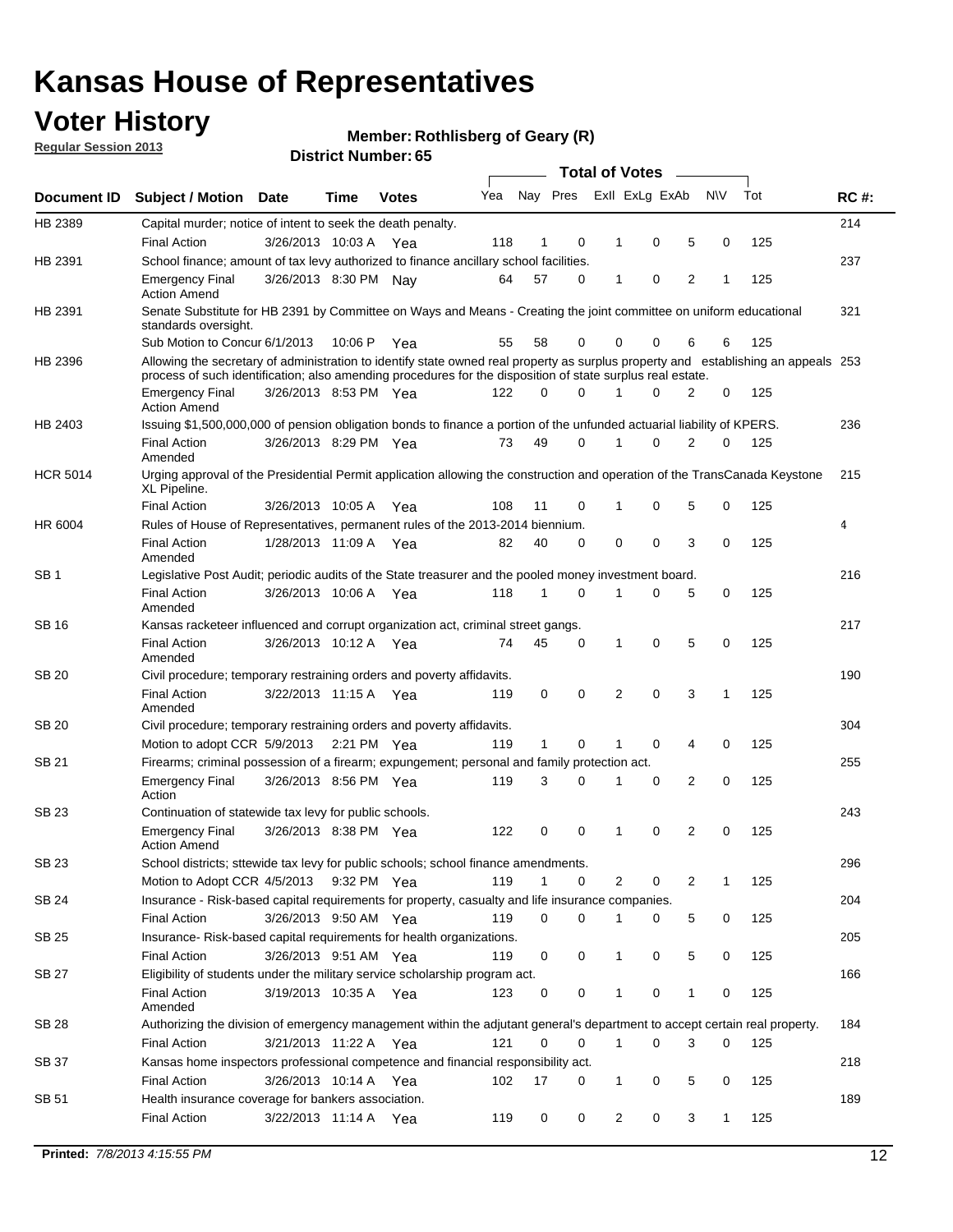# Kansas House of Representatives

## Voter History

**Regular Session 2013**

**Member: Rothlisberg of Geary (R)**

**District Number: 65**

| Document ID | Subject / Motion | Date | Time | Votes | Yea | Nay | Pres | ExII | ExLg | ExAb | N\V | Tot | RC #: |
|---|---|---|---|---|---|---|---|---|---|---|---|---|---|
| HB 2389 | Capital murder; notice of intent to seek the death penalty. | | | | | | | | | | | | 214 |
| | Final Action | 3/26/2013 | 10:03 A | Yea | 118 | 1 | 0 | 1 | 0 | 5 | 0 | 125 | |
| HB 2391 | School finance; amount of tax levy authorized to finance ancillary school facilities. | | | | | | | | | | | | 237 |
| | Emergency Final Action Amend | 3/26/2013 | 8:30 PM | Nay | 64 | 57 | 0 | 1 | 0 | 2 | 1 | 125 | |
| HB 2391 | Senate Substitute for HB 2391 by Committee on Ways and Means - Creating the joint committee on uniform educational standards oversight. | | | | | | | | | | | | 321 |
| | Sub Motion to Concur | 6/1/2013 | 10:06 P | Yea | 55 | 58 | 0 | 0 | 0 | 6 | 6 | 125 | |
| HB 2396 | Allowing the secretary of administration to identify state owned real property as surplus property and establishing an appeals process of such identification; also amending procedures for the disposition of state surplus real estate. | | | | | | | | | | | | 253 |
| | Emergency Final Action Amend | 3/26/2013 | 8:53 PM | Yea | 122 | 0 | 0 | 1 | 0 | 2 | 0 | 125 | |
| HB 2403 | Issuing $1,500,000,000 of pension obligation bonds to finance a portion of the unfunded actuarial liability of KPERS. | | | | | | | | | | | | 236 |
| | Final Action Amended | 3/26/2013 | 8:29 PM | Yea | 73 | 49 | 0 | 1 | 0 | 2 | 0 | 125 | |
| HCR 5014 | Urging approval of the Presidential Permit application allowing the construction and operation of the TransCanada Keystone XL Pipeline. | | | | | | | | | | | | 215 |
| | Final Action | 3/26/2013 | 10:05 A | Yea | 108 | 11 | 0 | 1 | 0 | 5 | 0 | 125 | |
| HR 6004 | Rules of House of Representatives, permanent rules of the 2013-2014 biennium. | | | | | | | | | | | | 4 |
| | Final Action Amended | 1/28/2013 | 11:09 A | Yea | 82 | 40 | 0 | 0 | 0 | 3 | 0 | 125 | |
| SB 1 | Legislative Post Audit; periodic audits of the State treasurer and the pooled money investment board. | | | | | | | | | | | | 216 |
| | Final Action Amended | 3/26/2013 | 10:06 A | Yea | 118 | 1 | 0 | 1 | 0 | 5 | 0 | 125 | |
| SB 16 | Kansas racketeer influenced and corrupt organization act, criminal street gangs. | | | | | | | | | | | | 217 |
| | Final Action Amended | 3/26/2013 | 10:12 A | Yea | 74 | 45 | 0 | 1 | 0 | 5 | 0 | 125 | |
| SB 20 | Civil procedure; temporary restraining orders and poverty affidavits. | | | | | | | | | | | | 190 |
| | Final Action Amended | 3/22/2013 | 11:15 A | Yea | 119 | 0 | 0 | 2 | 0 | 3 | 1 | 125 | |
| SB 20 | Civil procedure; temporary restraining orders and poverty affidavits. | | | | | | | | | | | | 304 |
| | Motion to adopt CCR | 5/9/2013 | 2:21 PM | Yea | 119 | 1 | 0 | 1 | 0 | 4 | 0 | 125 | |
| SB 21 | Firearms; criminal possession of a firearm; expungement; personal and family protection act. | | | | | | | | | | | | 255 |
| | Emergency Final Action | 3/26/2013 | 8:56 PM | Yea | 119 | 3 | 0 | 1 | 0 | 2 | 0 | 125 | |
| SB 23 | Continuation of statewide tax levy for public schools. | | | | | | | | | | | | 243 |
| | Emergency Final Action Amend | 3/26/2013 | 8:38 PM | Yea | 122 | 0 | 0 | 1 | 0 | 2 | 0 | 125 | |
| SB 23 | School districts; sttewide tax levy for public schools; school finance amendments. | | | | | | | | | | | | 296 |
| | Motion to Adopt CCR | 4/5/2013 | 9:32 PM | Yea | 119 | 1 | 0 | 2 | 0 | 2 | 1 | 125 | |
| SB 24 | Insurance - Risk-based capital requirements for property, casualty and life insurance companies. | | | | | | | | | | | | 204 |
| | Final Action | 3/26/2013 | 9:50 AM | Yea | 119 | 0 | 0 | 1 | 0 | 5 | 0 | 125 | |
| SB 25 | Insurance- Risk-based capital requirements for health organizations. | | | | | | | | | | | | 205 |
| | Final Action | 3/26/2013 | 9:51 AM | Yea | 119 | 0 | 0 | 1 | 0 | 5 | 0 | 125 | |
| SB 27 | Eligibility of students under the military service scholarship program act. | | | | | | | | | | | | 166 |
| | Final Action Amended | 3/19/2013 | 10:35 A | Yea | 123 | 0 | 0 | 1 | 0 | 1 | 0 | 125 | |
| SB 28 | Authorizing the division of emergency management within the adjutant general's department to accept certain real property. | | | | | | | | | | | | 184 |
| | Final Action | 3/21/2013 | 11:22 A | Yea | 121 | 0 | 0 | 1 | 0 | 3 | 0 | 125 | |
| SB 37 | Kansas home inspectors professional competence and financial responsibility act. | | | | | | | | | | | | 218 |
| | Final Action | 3/26/2013 | 10:14 A | Yea | 102 | 17 | 0 | 1 | 0 | 5 | 0 | 125 | |
| SB 51 | Health insurance coverage for bankers association. | | | | | | | | | | | | 189 |
| | Final Action | 3/22/2013 | 11:14 A | Yea | 119 | 0 | 0 | 2 | 0 | 3 | 1 | 125 | |

**Printed:** *7/8/2013 4:15:55 PM*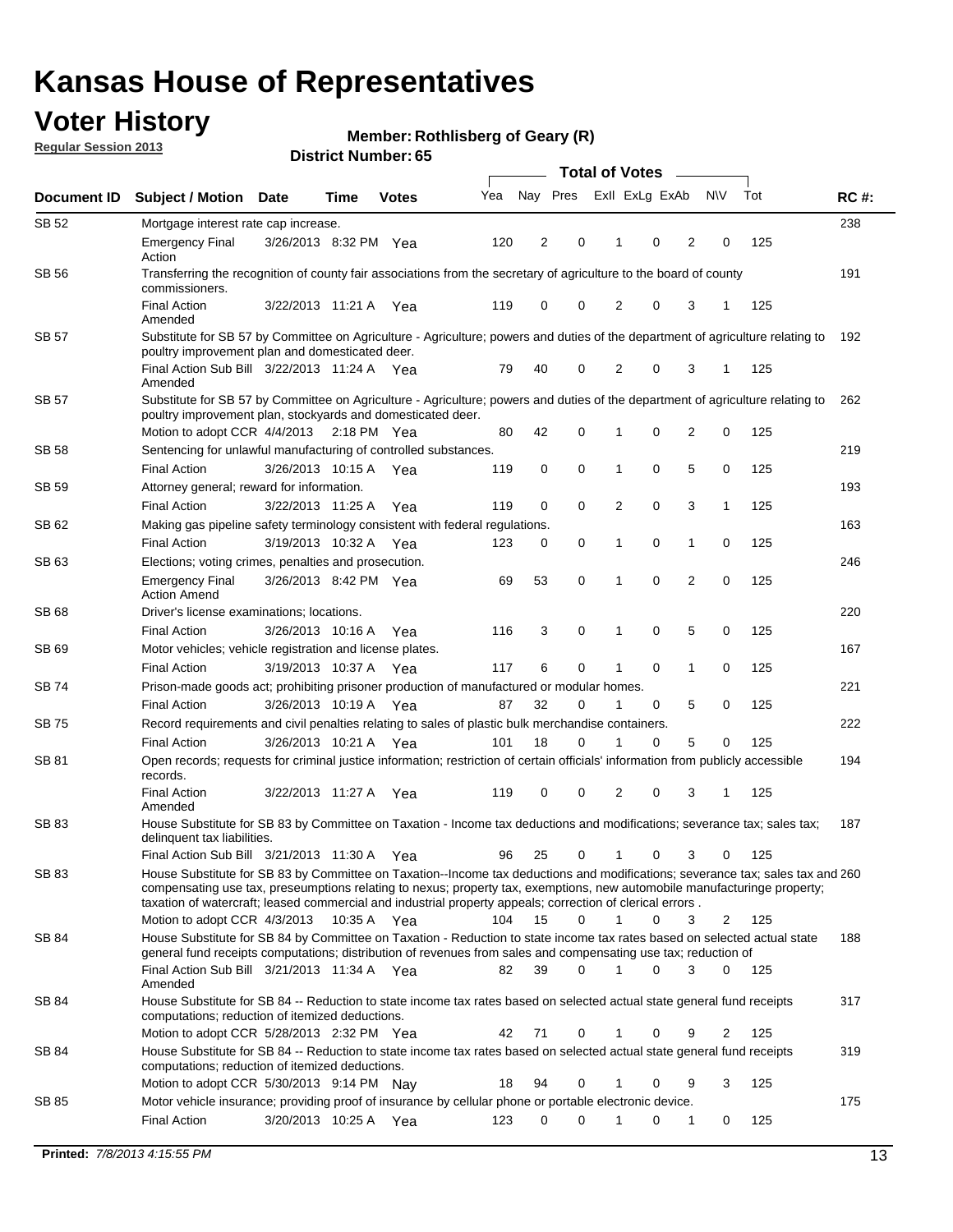# Kansas House of Representatives

## Voter History

**Regular Session 2013**

**Member: Rothlisberg of Geary (R)**

**District Number: 65**

| Document ID | Subject / Motion | Date | Time | Votes | Yea | Nay | Pres | ExII | ExLg | ExAb | N\V | Tot | RC #: |
|---|---|---|---|---|---|---|---|---|---|---|---|---|---|
| SB 52 | Mortgage interest rate cap increase. | | | | | | | | | | | | 238 |
| | Emergency Final Action | 3/26/2013 | 8:32 PM | Yea | 120 | 2 | 0 | 1 | 0 | 2 | 0 | 125 | |
| SB 56 | Transferring the recognition of county fair associations from the secretary of agriculture to the board of county commissioners. | | | | | | | | | | | | 191 |
| | Final Action Amended | 3/22/2013 | 11:21 A | Yea | 119 | 0 | 0 | 2 | 0 | 3 | 1 | 125 | |
| SB 57 | Substitute for SB 57 by Committee on Agriculture - Agriculture; powers and duties of the department of agriculture relating to poultry improvement plan and domesticated deer. | | | | | | | | | | | | 192 |
| | Final Action Sub Bill Amended | 3/22/2013 | 11:24 A | Yea | 79 | 40 | 0 | 2 | 0 | 3 | 1 | 125 | |
| SB 57 | Substitute for SB 57 by Committee on Agriculture - Agriculture; powers and duties of the department of agriculture relating to poultry improvement plan, stockyards and domesticated deer. | | | | | | | | | | | | 262 |
| | Motion to adopt CCR | 4/4/2013 | 2:18 PM | Yea | 80 | 42 | 0 | 1 | 0 | 2 | 0 | 125 | |
| SB 58 | Sentencing for unlawful manufacturing of controlled substances. | | | | | | | | | | | | 219 |
| | Final Action | 3/26/2013 | 10:15 A | Yea | 119 | 0 | 0 | 1 | 0 | 5 | 0 | 125 | |
| SB 59 | Attorney general; reward for information. | | | | | | | | | | | | 193 |
| | Final Action | 3/22/2013 | 11:25 A | Yea | 119 | 0 | 0 | 2 | 0 | 3 | 1 | 125 | |
| SB 62 | Making gas pipeline safety terminology consistent with federal regulations. | | | | | | | | | | | | 163 |
| | Final Action | 3/19/2013 | 10:32 A | Yea | 123 | 0 | 0 | 1 | 0 | 1 | 0 | 125 | |
| SB 63 | Elections; voting crimes, penalties and prosecution. | | | | | | | | | | | | 246 |
| | Emergency Final Action Amend | 3/26/2013 | 8:42 PM | Yea | 69 | 53 | 0 | 1 | 0 | 2 | 0 | 125 | |
| SB 68 | Driver's license examinations; locations. | | | | | | | | | | | | 220 |
| | Final Action | 3/26/2013 | 10:16 A | Yea | 116 | 3 | 0 | 1 | 0 | 5 | 0 | 125 | |
| SB 69 | Motor vehicles; vehicle registration and license plates. | | | | | | | | | | | | 167 |
| | Final Action | 3/19/2013 | 10:37 A | Yea | 117 | 6 | 0 | 1 | 0 | 1 | 0 | 125 | |
| SB 74 | Prison-made goods act; prohibiting prisoner production of manufactured or modular homes. | | | | | | | | | | | | 221 |
| | Final Action | 3/26/2013 | 10:19 A | Yea | 87 | 32 | 0 | 1 | 0 | 5 | 0 | 125 | |
| SB 75 | Record requirements and civil penalties relating to sales of plastic bulk merchandise containers. | | | | | | | | | | | | 222 |
| | Final Action | 3/26/2013 | 10:21 A | Yea | 101 | 18 | 0 | 1 | 0 | 5 | 0 | 125 | |
| SB 81 | Open records; requests for criminal justice information; restriction of certain officials' information from publicly accessible records. | | | | | | | | | | | | 194 |
| | Final Action Amended | 3/22/2013 | 11:27 A | Yea | 119 | 0 | 0 | 2 | 0 | 3 | 1 | 125 | |
| SB 83 | House Substitute for SB 83 by Committee on Taxation - Income tax deductions and modifications; severance tax; sales tax; delinquent tax liabilities. | | | | | | | | | | | | 187 |
| | Final Action Sub Bill | 3/21/2013 | 11:30 A | Yea | 96 | 25 | 0 | 1 | 0 | 3 | 0 | 125 | |
| SB 83 | House Substitute for SB 83 by Committee on Taxation--Income tax deductions and modifications; severance tax; sales tax and compensating use tax, preseumptions relating to nexus; property tax, exemptions, new automobile manufacturinge property; taxation of watercraft; leased commercial and industrial property appeals; correction of clerical errors . | | | | | | | | | | | | 260 |
| | Motion to adopt CCR | 4/3/2013 | 10:35 A | Yea | 104 | 15 | 0 | 1 | 0 | 3 | 2 | 125 | |
| SB 84 | House Substitute for SB 84 by Committee on Taxation - Reduction to state income tax rates based on selected actual state general fund receipts computations; distribution of revenues from sales and compensating use tax; reduction of | | | | | | | | | | | | 188 |
| | Final Action Sub Bill Amended | 3/21/2013 | 11:34 A | Yea | 82 | 39 | 0 | 1 | 0 | 3 | 0 | 125 | |
| SB 84 | House Substitute for SB 84 -- Reduction to state income tax rates based on selected actual state general fund receipts computations; reduction of itemized deductions. | | | | | | | | | | | | 317 |
| | Motion to adopt CCR | 5/28/2013 | 2:32 PM | Yea | 42 | 71 | 0 | 1 | 0 | 9 | 2 | 125 | |
| SB 84 | House Substitute for SB 84 -- Reduction to state income tax rates based on selected actual state general fund receipts computations; reduction of itemized deductions. | | | | | | | | | | | | 319 |
| | Motion to adopt CCR | 5/30/2013 | 9:14 PM | Nay | 18 | 94 | 0 | 1 | 0 | 9 | 3 | 125 | |
| SB 85 | Motor vehicle insurance; providing proof of insurance by cellular phone or portable electronic device. | | | | | | | | | | | | 175 |
| | Final Action | 3/20/2013 | 10:25 A | Yea | 123 | 0 | 0 | 1 | 0 | 1 | 0 | 125 | |

**Printed:** *7/8/2013 4:15:55 PM*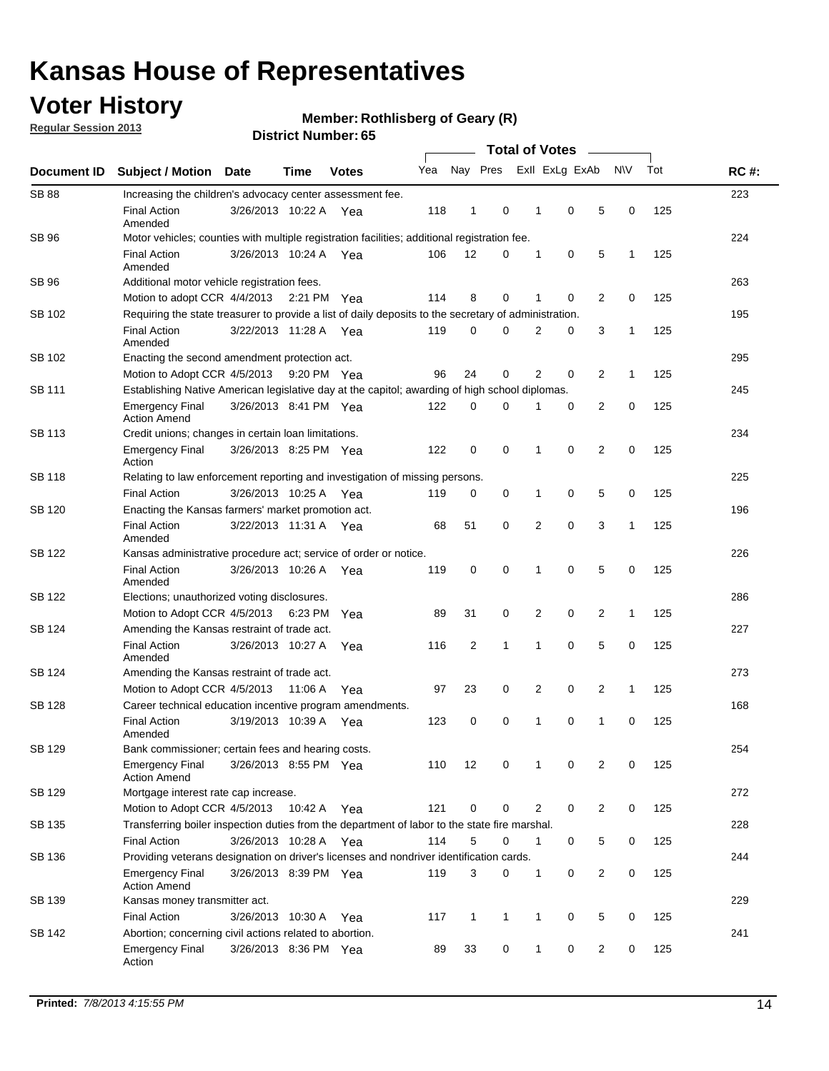# Kansas House of Representatives

## Voter History

**Regular Session 2013**

**Member: Rothlisberg of Geary (R)**

**District Number: 65**

| Document ID | Subject / Motion | Date | Time | Votes | Yea | Nay | Pres | Exll | ExLg | ExAb | N\V | Tot | RC #: |
|---|---|---|---|---|---|---|---|---|---|---|---|---|---|
| SB 88 | Increasing the children's advocacy center assessment fee. | | | | | | | | | | | | 223 |
| | Final Action Amended | 3/26/2013 | 10:22 A | Yea | 118 | 1 | 0 | 1 | 0 | 5 | 0 | 125 | |
| SB 96 | Motor vehicles; counties with multiple registration facilities; additional registration fee. | | | | | | | | | | | | 224 |
| | Final Action Amended | 3/26/2013 | 10:24 A | Yea | 106 | 12 | 0 | 1 | 0 | 5 | 1 | 125 | |
| SB 96 | Additional motor vehicle registration fees. | | | | | | | | | | | | 263 |
| | Motion to adopt CCR | 4/4/2013 | 2:21 PM | Yea | 114 | 8 | 0 | 1 | 0 | 2 | 0 | 125 | |
| SB 102 | Requiring the state treasurer to provide a list of daily deposits to the secretary of administration. | | | | | | | | | | | | 195 |
| | Final Action Amended | 3/22/2013 | 11:28 A | Yea | 119 | 0 | 0 | 2 | 0 | 3 | 1 | 125 | |
| SB 102 | Enacting the second amendment protection act. | | | | | | | | | | | | 295 |
| | Motion to Adopt CCR | 4/5/2013 | 9:20 PM | Yea | 96 | 24 | 0 | 2 | 0 | 2 | 1 | 125 | |
| SB 111 | Establishing Native American legislative day at the capitol; awarding of high school diplomas. | | | | | | | | | | | | 245 |
| | Emergency Final Action Amend | 3/26/2013 | 8:41 PM | Yea | 122 | 0 | 0 | 1 | 0 | 2 | 0 | 125 | |
| SB 113 | Credit unions; changes in certain loan limitations. | | | | | | | | | | | | 234 |
| | Emergency Final Action | 3/26/2013 | 8:25 PM | Yea | 122 | 0 | 0 | 1 | 0 | 2 | 0 | 125 | |
| SB 118 | Relating to law enforcement reporting and investigation of missing persons. | | | | | | | | | | | | 225 |
| | Final Action | 3/26/2013 | 10:25 A | Yea | 119 | 0 | 0 | 1 | 0 | 5 | 0 | 125 | |
| SB 120 | Enacting the Kansas farmers' market promotion act. | | | | | | | | | | | | 196 |
| | Final Action Amended | 3/22/2013 | 11:31 A | Yea | 68 | 51 | 0 | 2 | 0 | 3 | 1 | 125 | |
| SB 122 | Kansas administrative procedure act; service of order or notice. | | | | | | | | | | | | 226 |
| | Final Action Amended | 3/26/2013 | 10:26 A | Yea | 119 | 0 | 0 | 1 | 0 | 5 | 0 | 125 | |
| SB 122 | Elections; unauthorized voting disclosures. | | | | | | | | | | | | 286 |
| | Motion to Adopt CCR | 4/5/2013 | 6:23 PM | Yea | 89 | 31 | 0 | 2 | 0 | 2 | 1 | 125 | |
| SB 124 | Amending the Kansas restraint of trade act. | | | | | | | | | | | | 227 |
| | Final Action Amended | 3/26/2013 | 10:27 A | Yea | 116 | 2 | 1 | 1 | 0 | 5 | 0 | 125 | |
| SB 124 | Amending the Kansas restraint of trade act. | | | | | | | | | | | | 273 |
| | Motion to Adopt CCR | 4/5/2013 | 11:06 A | Yea | 97 | 23 | 0 | 2 | 0 | 2 | 1 | 125 | |
| SB 128 | Career technical education incentive program amendments. | | | | | | | | | | | | 168 |
| | Final Action Amended | 3/19/2013 | 10:39 A | Yea | 123 | 0 | 0 | 1 | 0 | 1 | 0 | 125 | |
| SB 129 | Bank commissioner; certain fees and hearing costs. | | | | | | | | | | | | 254 |
| | Emergency Final Action Amend | 3/26/2013 | 8:55 PM | Yea | 110 | 12 | 0 | 1 | 0 | 2 | 0 | 125 | |
| SB 129 | Mortgage interest rate cap increase. | | | | | | | | | | | | 272 |
| | Motion to Adopt CCR | 4/5/2013 | 10:42 A | Yea | 121 | 0 | 0 | 2 | 0 | 2 | 0 | 125 | |
| SB 135 | Transferring boiler inspection duties from the department of labor to the state fire marshal. | | | | | | | | | | | | 228 |
| | Final Action | 3/26/2013 | 10:28 A | Yea | 114 | 5 | 0 | 1 | 0 | 5 | 0 | 125 | |
| SB 136 | Providing veterans designation on driver's licenses and nondriver identification cards. | | | | | | | | | | | | 244 |
| | Emergency Final Action Amend | 3/26/2013 | 8:39 PM | Yea | 119 | 3 | 0 | 1 | 0 | 2 | 0 | 125 | |
| SB 139 | Kansas money transmitter act. | | | | | | | | | | | | 229 |
| | Final Action | 3/26/2013 | 10:30 A | Yea | 117 | 1 | 1 | 1 | 0 | 5 | 0 | 125 | |
| SB 142 | Abortion; concerning civil actions related to abortion. | | | | | | | | | | | | 241 |
| | Emergency Final Action | 3/26/2013 | 8:36 PM | Yea | 89 | 33 | 0 | 1 | 0 | 2 | 0 | 125 | |

**Printed:** *7/8/2013 4:15:55 PM*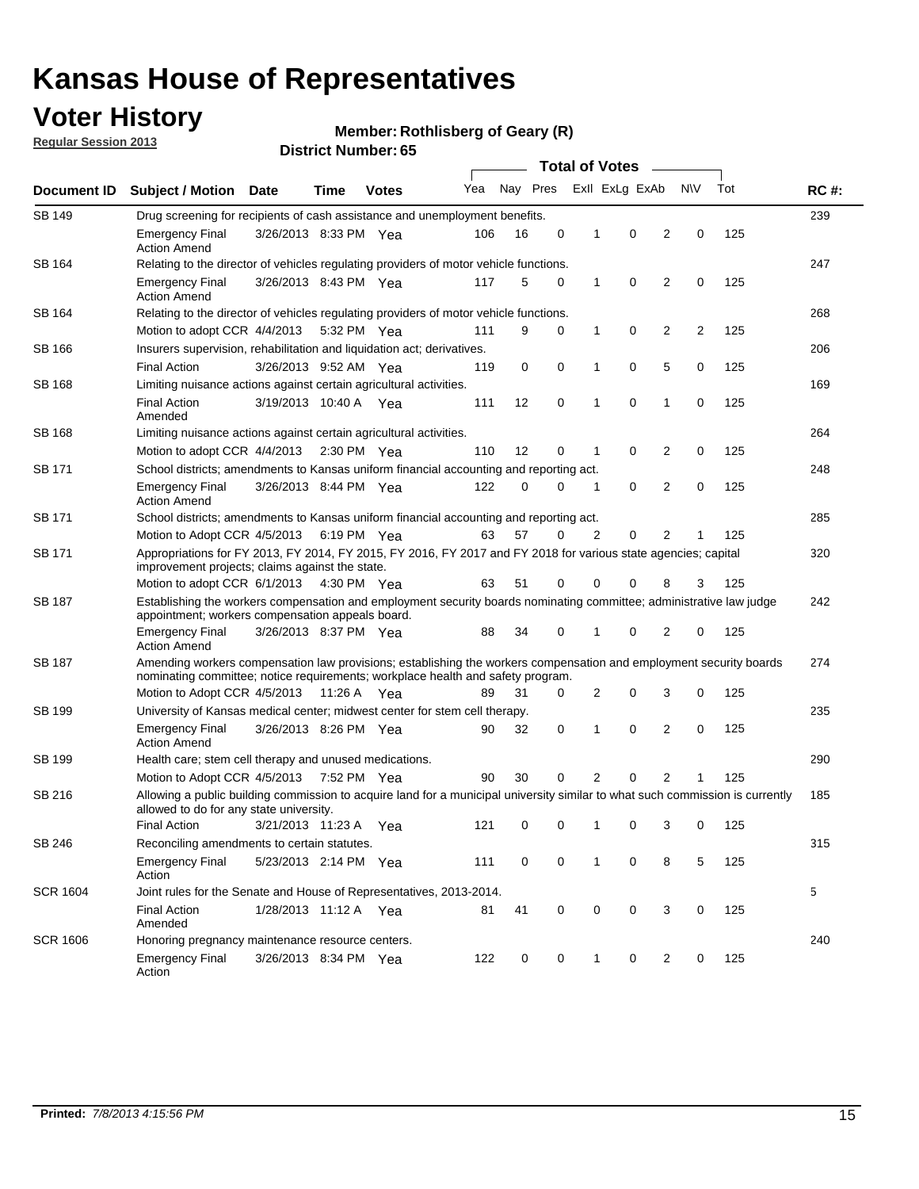# Kansas House of Representatives

## Voter History

**Regular Session 2013**

**Member: Rothlisberg of Geary (R)**

**District Number: 65**

| Document ID | Subject / Motion | Date | Time | Votes | Yea | Nay | Pres | ExII | ExLg | ExAb | N\V | Tot | RC #: |
|---|---|---|---|---|---|---|---|---|---|---|---|---|---|
| SB 149 | Drug screening for recipients of cash assistance and unemployment benefits. | | | | | | | | | | | | 239 |
| | Emergency Final Action Amend | 3/26/2013 | 8:33 PM | Yea | 106 | 16 | 0 | 1 | 0 | 2 | 0 | 125 | |
| SB 164 | Relating to the director of vehicles regulating providers of motor vehicle functions. | | | | | | | | | | | | 247 |
| | Emergency Final Action Amend | 3/26/2013 | 8:43 PM | Yea | 117 | 5 | 0 | 1 | 0 | 2 | 0 | 125 | |
| SB 164 | Relating to the director of vehicles regulating providers of motor vehicle functions. | | | | | | | | | | | | 268 |
| | Motion to adopt CCR | 4/4/2013 | 5:32 PM | Yea | 111 | 9 | 0 | 1 | 0 | 2 | 2 | 125 | |
| SB 166 | Insurers supervision, rehabilitation and liquidation act; derivatives. | | | | | | | | | | | | 206 |
| | Final Action | 3/26/2013 | 9:52 AM | Yea | 119 | 0 | 0 | 1 | 0 | 5 | 0 | 125 | |
| SB 168 | Limiting nuisance actions against certain agricultural activities. | | | | | | | | | | | | 169 |
| | Final Action Amended | 3/19/2013 | 10:40 A | Yea | 111 | 12 | 0 | 1 | 0 | 1 | 0 | 125 | |
| SB 168 | Limiting nuisance actions against certain agricultural activities. | | | | | | | | | | | | 264 |
| | Motion to adopt CCR | 4/4/2013 | 2:30 PM | Yea | 110 | 12 | 0 | 1 | 0 | 2 | 0 | 125 | |
| SB 171 | School districts; amendments to Kansas uniform financial accounting and reporting act. | | | | | | | | | | | | 248 |
| | Emergency Final Action Amend | 3/26/2013 | 8:44 PM | Yea | 122 | 0 | 0 | 1 | 0 | 2 | 0 | 125 | |
| SB 171 | School districts; amendments to Kansas uniform financial accounting and reporting act. | | | | | | | | | | | | 285 |
| | Motion to Adopt CCR | 4/5/2013 | 6:19 PM | Yea | 63 | 57 | 0 | 2 | 0 | 2 | 1 | 125 | |
| SB 171 | Appropriations for FY 2013, FY 2014, FY 2015, FY 2016, FY 2017 and FY 2018 for various state agencies; capital improvement projects; claims against the state. | | | | | | | | | | | | 320 |
| | Motion to adopt CCR | 6/1/2013 | 4:30 PM | Yea | 63 | 51 | 0 | 0 | 0 | 8 | 3 | 125 | |
| SB 187 | Establishing the workers compensation and employment security boards nominating committee; administrative law judge appointment; workers compensation appeals board. | | | | | | | | | | | | 242 |
| | Emergency Final Action Amend | 3/26/2013 | 8:37 PM | Yea | 88 | 34 | 0 | 1 | 0 | 2 | 0 | 125 | |
| SB 187 | Amending workers compensation law provisions; establishing the workers compensation and employment security boards nominating committee; notice requirements; workplace health and safety program. | | | | | | | | | | | | 274 |
| | Motion to Adopt CCR | 4/5/2013 | 11:26 A | Yea | 89 | 31 | 0 | 2 | 0 | 3 | 0 | 125 | |
| SB 199 | University of Kansas medical center; midwest center for stem cell therapy. | | | | | | | | | | | | 235 |
| | Emergency Final Action Amend | 3/26/2013 | 8:26 PM | Yea | 90 | 32 | 0 | 1 | 0 | 2 | 0 | 125 | |
| SB 199 | Health care; stem cell therapy and unused medications. | | | | | | | | | | | | 290 |
| | Motion to Adopt CCR | 4/5/2013 | 7:52 PM | Yea | 90 | 30 | 0 | 2 | 0 | 2 | 1 | 125 | |
| SB 216 | Allowing a public building commission to acquire land for a municipal university similar to what such commission is currently allowed to do for any state university. | | | | | | | | | | | | 185 |
| | Final Action | 3/21/2013 | 11:23 A | Yea | 121 | 0 | 0 | 1 | 0 | 3 | 0 | 125 | |
| SB 246 | Reconciling amendments to certain statutes. | | | | | | | | | | | | 315 |
| | Emergency Final Action | 5/23/2013 | 2:14 PM | Yea | 111 | 0 | 0 | 1 | 0 | 8 | 5 | 125 | |
| SCR 1604 | Joint rules for the Senate and House of Representatives, 2013-2014. | | | | | | | | | | | | 5 |
| | Final Action Amended | 1/28/2013 | 11:12 A | Yea | 81 | 41 | 0 | 0 | 0 | 3 | 0 | 125 | |
| SCR 1606 | Honoring pregnancy maintenance resource centers. | | | | | | | | | | | | 240 |
| | Emergency Final Action | 3/26/2013 | 8:34 PM | Yea | 122 | 0 | 0 | 1 | 0 | 2 | 0 | 125 | |

**Printed:** *7/8/2013 4:15:56 PM*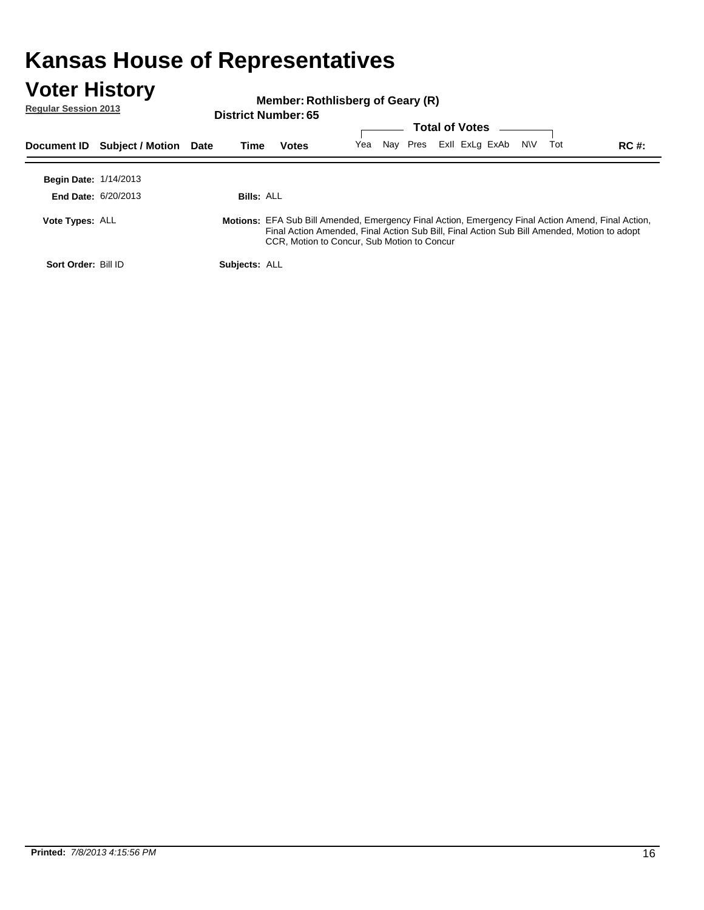# Kansas House of Representatives

## Voter History

**Regular Session 2013**

**Member:** Rothlisberg of Geary (R)

**District Number:** 65

| Document ID | Subject / Motion | Date | Time | Votes | Yea | Nay | Pres | ExII | ExLg | ExAb | N\V | Tot | RC #: |
|---|---|---|---|---|---|---|---|---|---|---|---|---|---|

**Begin Date:** 1/14/2013

**End Date:** 6/20/2013

**Bills:** ALL

**Vote Types:** ALL

**Motions:** EFA Sub Bill Amended, Emergency Final Action, Emergency Final Action Amend, Final Action, Final Action Amended, Final Action Sub Bill, Final Action Sub Bill Amended, Motion to adopt CCR, Motion to Concur, Sub Motion to Concur

**Sort Order:** Bill ID

**Subjects:** ALL

**Printed:** *7/8/2013 4:15:56 PM*